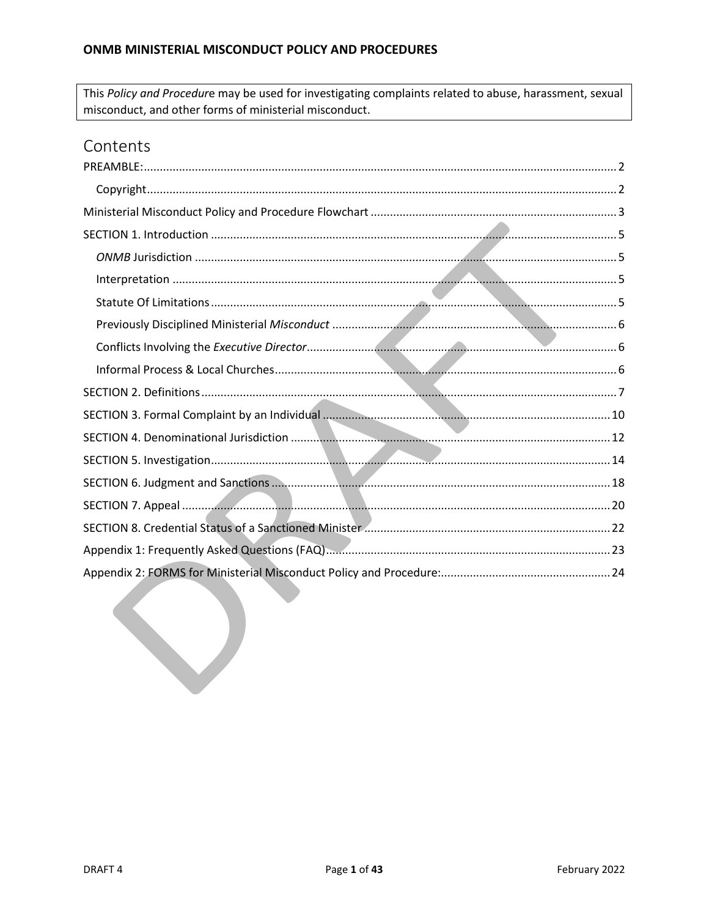**ONMB MINISTERIAL MISCONDUCT POLICY AND PROCEDURES**

This *Policy and Procedure* may be used for investigating complaints related to abuse, harassment, sexual misconduct, and other forms of ministerial misconduct.

# Contents

PREAMBLE: .......... 2

- Copyright .......... 2

Ministerial Misconduct Policy and Procedure Flowchart .......... 3

SECTION 1. Introduction .......... 5

- *ONMB* Jurisdiction .......... 5
- Interpretation .......... 5
- Statute Of Limitations .......... 5
- Previously Disciplined Ministerial *Misconduct* .......... 6
- Conflicts Involving the *Executive Director* .......... 6
- Informal Process & Local Churches .......... 6

SECTION 2. Definitions .......... 7

SECTION 3. Formal Complaint by an Individual .......... 10

SECTION 4. Denominational Jurisdiction .......... 12

SECTION 5. Investigation .......... 14

SECTION 6. Judgment and Sanctions .......... 18

SECTION 7. Appeal .......... 20

SECTION 8. Credential Status of a Sanctioned Minister .......... 22

Appendix 1: Frequently Asked Questions (FAQ) .......... 23

Appendix 2: FORMS for Ministerial Misconduct Policy and Procedure: .......... 24

DRAFT 4 February 2022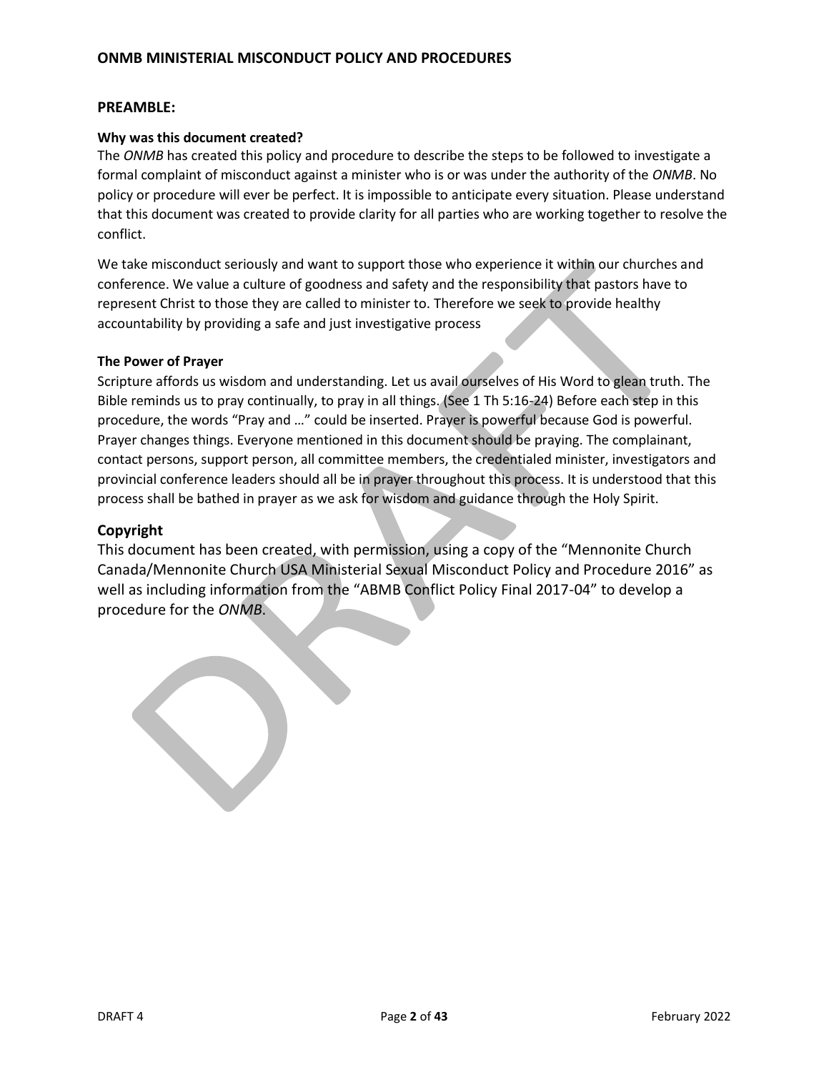## PREAMBLE:

### Why was this document created?

The *ONMB* has created this policy and procedure to describe the steps to be followed to investigate a formal complaint of misconduct against a minister who is or was under the authority of the *ONMB*. No policy or procedure will ever be perfect. It is impossible to anticipate every situation. Please understand that this document was created to provide clarity for all parties who are working together to resolve the conflict.

We take misconduct seriously and want to support those who experience it within our churches and conference. We value a culture of goodness and safety and the responsibility that pastors have to represent Christ to those they are called to minister to. Therefore we seek to provide healthy accountability by providing a safe and just investigative process

### The Power of Prayer

Scripture affords us wisdom and understanding. Let us avail ourselves of His Word to glean truth. The Bible reminds us to pray continually, to pray in all things. (See 1 Th 5:16-24) Before each step in this procedure, the words "Pray and …" could be inserted. Prayer is powerful because God is powerful. Prayer changes things. Everyone mentioned in this document should be praying. The complainant, contact persons, support person, all committee members, the credentialed minister, investigators and provincial conference leaders should all be in prayer throughout this process. It is understood that this process shall be bathed in prayer as we ask for wisdom and guidance through the Holy Spirit.

## Copyright

This document has been created, with permission, using a copy of the "Mennonite Church Canada/Mennonite Church USA Ministerial Sexual Misconduct Policy and Procedure 2016" as well as including information from the "ABMB Conflict Policy Final 2017-04" to develop a procedure for the *ONMB*.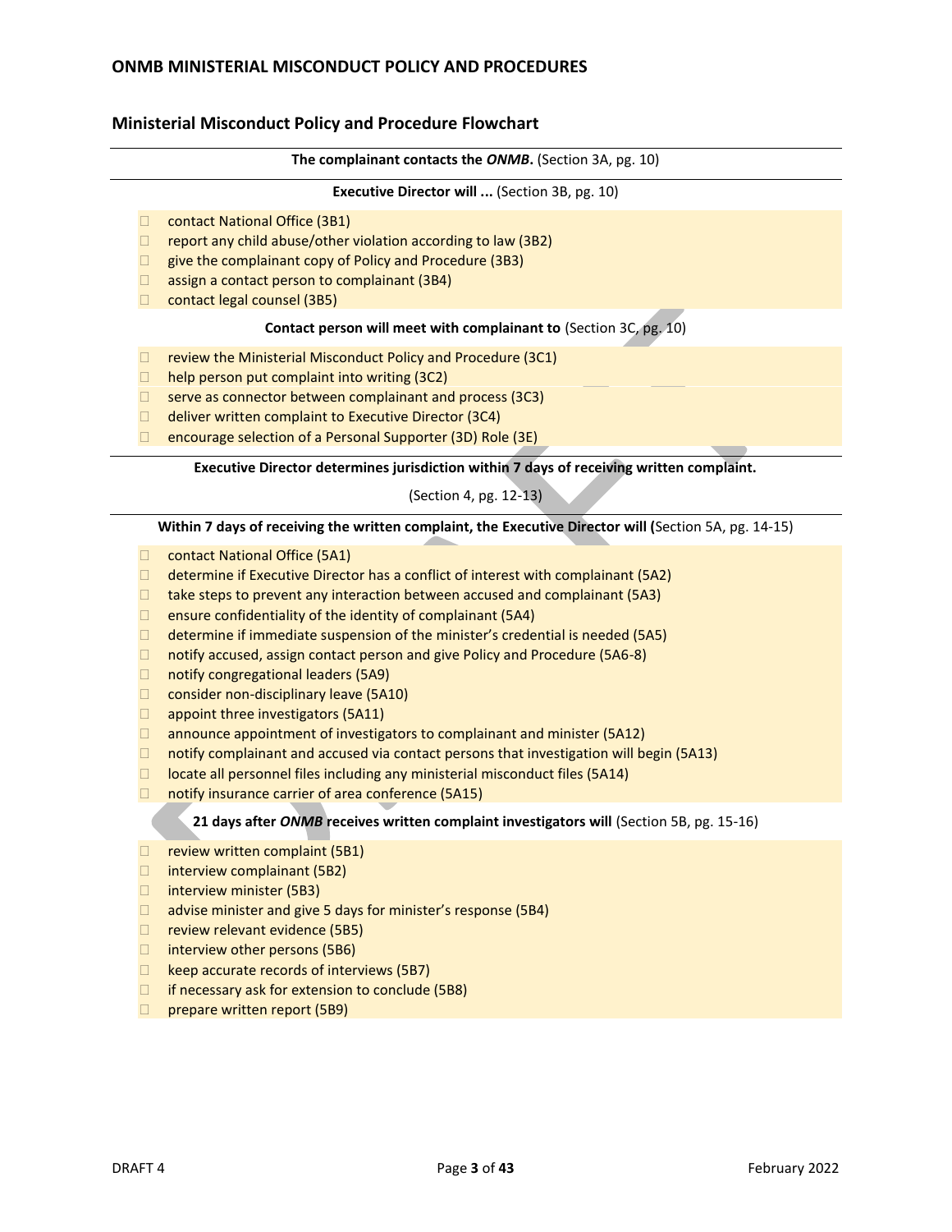## Ministerial Misconduct Policy and Procedure Flowchart

**The complainant contacts the *ONMB*.** (Section 3A, pg. 10)

**Executive Director will ...** (Section 3B, pg. 10)

- ☐ contact National Office (3B1)
- ☐ report any child abuse/other violation according to law (3B2)
- ☐ give the complainant copy of Policy and Procedure (3B3)
- ☐ assign a contact person to complainant (3B4)
- ☐ contact legal counsel (3B5)

**Contact person will meet with complainant to** (Section 3C, pg. 10)

- ☐ review the Ministerial Misconduct Policy and Procedure (3C1)
- ☐ help person put complaint into writing (3C2)
- ☐ serve as connector between complainant and process (3C3)
- ☐ deliver written complaint to Executive Director (3C4)
- ☐ encourage selection of a Personal Supporter (3D) Role (3E)

**Executive Director determines jurisdiction within 7 days of receiving written complaint.**

(Section 4, pg. 12-13)

**Within 7 days of receiving the written complaint, the Executive Director will (**Section 5A, pg. 14-15)

- ☐ contact National Office (5A1)
- ☐ determine if Executive Director has a conflict of interest with complainant (5A2)
- ☐ take steps to prevent any interaction between accused and complainant (5A3)
- ☐ ensure confidentiality of the identity of complainant (5A4)
- ☐ determine if immediate suspension of the minister's credential is needed (5A5)
- ☐ notify accused, assign contact person and give Policy and Procedure (5A6-8)
- ☐ notify congregational leaders (5A9)
- ☐ consider non-disciplinary leave (5A10)
- ☐ appoint three investigators (5A11)
- ☐ announce appointment of investigators to complainant and minister (5A12)
- ☐ notify complainant and accused via contact persons that investigation will begin (5A13)
- ☐ locate all personnel files including any ministerial misconduct files (5A14)
- ☐ notify insurance carrier of area conference (5A15)

**21 days after *ONMB* receives written complaint investigators will** (Section 5B, pg. 15-16)

- ☐ review written complaint (5B1)
- ☐ interview complainant (5B2)
- ☐ interview minister (5B3)
- ☐ advise minister and give 5 days for minister's response (5B4)
- ☐ review relevant evidence (5B5)
- ☐ interview other persons (5B6)
- ☐ keep accurate records of interviews (5B7)
- ☐ if necessary ask for extension to conclude (5B8)
- ☐ prepare written report (5B9)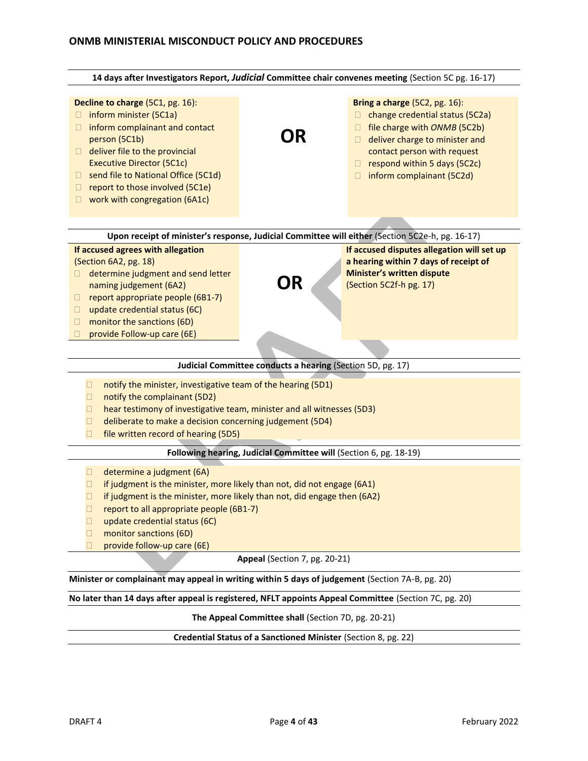**14 days after Investigators Report, *Judicial* Committee chair convenes meeting** (Section 5C pg. 16-17)

**Decline to charge** (5C1, pg. 16):

- inform minister (5C1a)
- inform complainant and contact person (5C1b)
- deliver file to the provincial Executive Director (5C1c)
- send file to National Office (5C1d)
- report to those involved (5C1e)
- work with congregation (6A1c)

**OR**

**Bring a charge** (5C2, pg. 16):

- change credential status (5C2a)
- file charge with *ONMB* (5C2b)
- deliver charge to minister and contact person with request
- respond within 5 days (5C2c)
- inform complainant (5C2d)

**Upon receipt of minister's response, Judicial Committee will either** (Section 5C2e-h, pg. 16-17)

**If accused agrees with allegation** (Section 6A2, pg. 18)

- determine judgment and send letter naming judgement (6A2)
- report appropriate people (6B1-7)
- update credential status (6C)
- monitor the sanctions (6D)
- provide Follow-up care (6E)

**OR**

**If accused disputes allegation will set up a hearing within 7 days of receipt of Minister's written dispute** (Section 5C2f-h pg. 17)

**Judicial Committee conducts a hearing** (Section 5D, pg. 17)

- notify the minister, investigative team of the hearing (5D1)
- notify the complainant (5D2)
- hear testimony of investigative team, minister and all witnesses (5D3)
- deliberate to make a decision concerning judgement (5D4)
- file written record of hearing (5D5)

**Following hearing, Judicial Committee will** (Section 6, pg. 18-19)

- determine a judgment (6A)
- if judgment is the minister, more likely than not, did not engage (6A1)
- if judgment is the minister, more likely than not, did engage then (6A2)
- report to all appropriate people (6B1-7)
- update credential status (6C)
- monitor sanctions (6D)
- provide follow-up care (6E)

**Appeal** (Section 7, pg. 20-21)

**Minister or complainant may appeal in writing within 5 days of judgement** (Section 7A-B, pg. 20)

**No later than 14 days after appeal is registered, NFLT appoints Appeal Committee** (Section 7C, pg. 20)

**The Appeal Committee shall** (Section 7D, pg. 20-21)

**Credential Status of a Sanctioned Minister** (Section 8, pg. 22)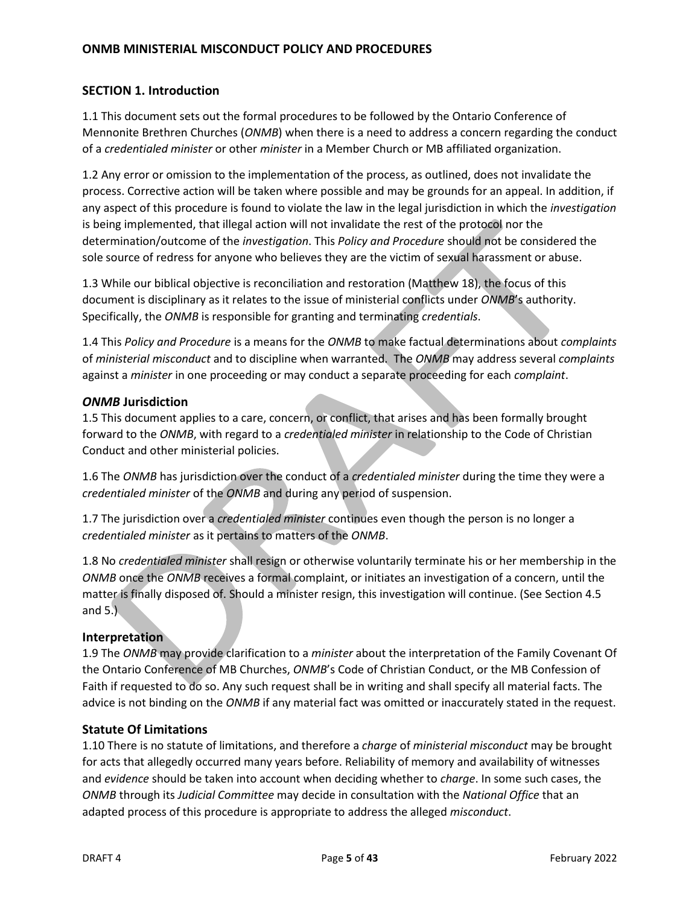## SECTION 1. Introduction

1.1 This document sets out the formal procedures to be followed by the Ontario Conference of Mennonite Brethren Churches (*ONMB*) when there is a need to address a concern regarding the conduct of a *credentialed minister* or other *minister* in a Member Church or MB affiliated organization.

1.2 Any error or omission to the implementation of the process, as outlined, does not invalidate the process. Corrective action will be taken where possible and may be grounds for an appeal. In addition, if any aspect of this procedure is found to violate the law in the legal jurisdiction in which the *investigation* is being implemented, that illegal action will not invalidate the rest of the protocol nor the determination/outcome of the *investigation*. This *Policy and Procedure* should not be considered the sole source of redress for anyone who believes they are the victim of sexual harassment or abuse.

1.3 While our biblical objective is reconciliation and restoration (Matthew 18), the focus of this document is disciplinary as it relates to the issue of ministerial conflicts under *ONMB*'s authority. Specifically, the *ONMB* is responsible for granting and terminating *credentials*.

1.4 This *Policy and Procedure* is a means for the *ONMB* to make factual determinations about *complaints* of *ministerial misconduct* and to discipline when warranted. The *ONMB* may address several *complaints* against a *minister* in one proceeding or may conduct a separate proceeding for each *complaint*.

### *ONMB* Jurisdiction

1.5 This document applies to a care, concern, or conflict, that arises and has been formally brought forward to the *ONMB*, with regard to a *credentialed minister* in relationship to the Code of Christian Conduct and other ministerial policies.

1.6 The *ONMB* has jurisdiction over the conduct of a *credentialed minister* during the time they were a *credentialed minister* of the *ONMB* and during any period of suspension.

1.7 The jurisdiction over a *credentialed minister* continues even though the person is no longer a *credentialed minister* as it pertains to matters of the *ONMB*.

1.8 No *credentialed minister* shall resign or otherwise voluntarily terminate his or her membership in the *ONMB* once the *ONMB* receives a formal complaint, or initiates an investigation of a concern, until the matter is finally disposed of. Should a minister resign, this investigation will continue. (See Section 4.5 and 5.)

### Interpretation

1.9 The *ONMB* may provide clarification to a *minister* about the interpretation of the Family Covenant Of the Ontario Conference of MB Churches, *ONMB*'s Code of Christian Conduct, or the MB Confession of Faith if requested to do so. Any such request shall be in writing and shall specify all material facts. The advice is not binding on the *ONMB* if any material fact was omitted or inaccurately stated in the request.

### Statute Of Limitations

1.10 There is no statute of limitations, and therefore a *charge* of *ministerial misconduct* may be brought for acts that allegedly occurred many years before. Reliability of memory and availability of witnesses and *evidence* should be taken into account when deciding whether to *charge*. In some such cases, the *ONMB* through its *Judicial Committee* may decide in consultation with the *National Office* that an adapted process of this procedure is appropriate to address the alleged *misconduct*.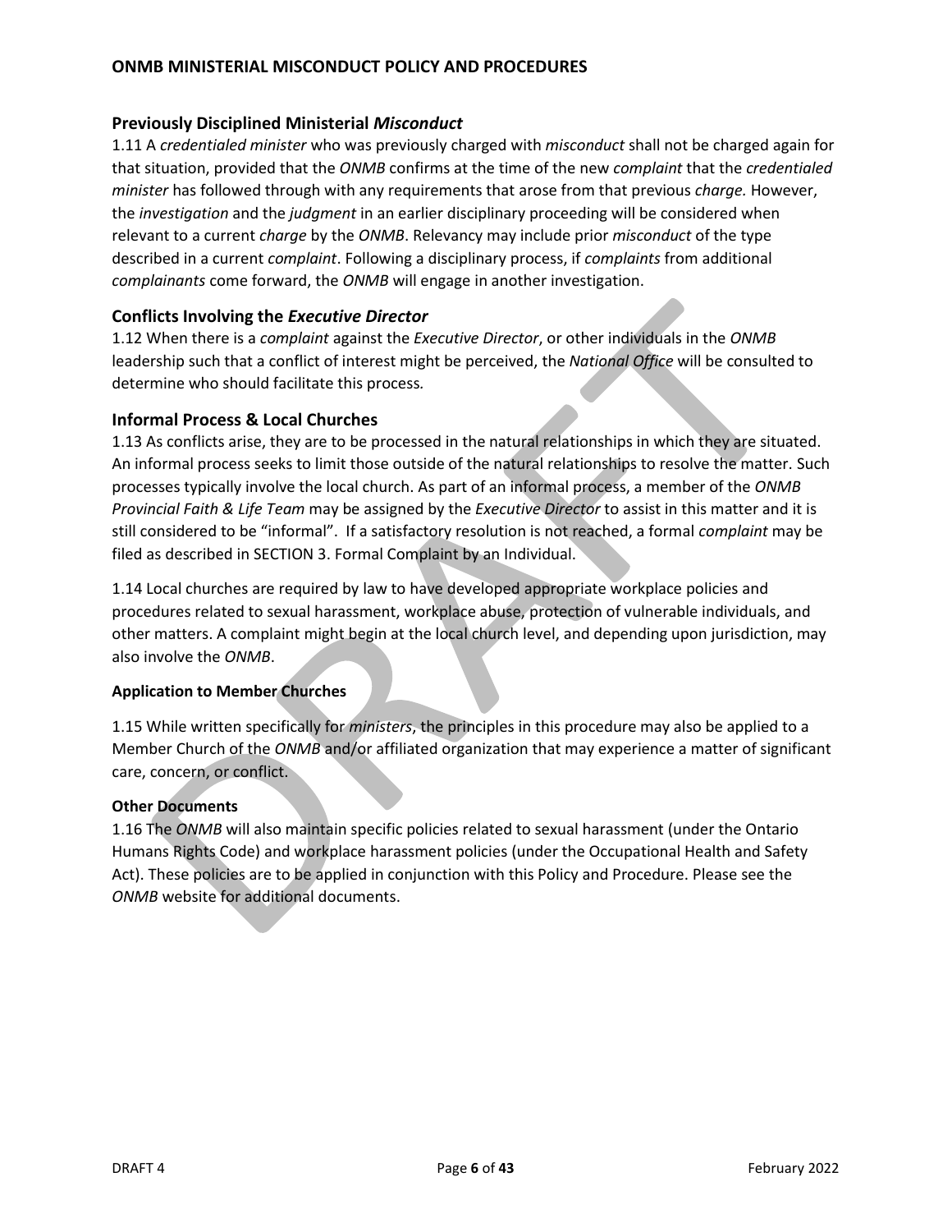### Previously Disciplined Ministerial *Misconduct*

1.11 A *credentialed minister* who was previously charged with *misconduct* shall not be charged again for that situation, provided that the *ONMB* confirms at the time of the new *complaint* that the *credentialed minister* has followed through with any requirements that arose from that previous *charge.* However, the *investigation* and the *judgment* in an earlier disciplinary proceeding will be considered when relevant to a current *charge* by the *ONMB*. Relevancy may include prior *misconduct* of the type described in a current *complaint*. Following a disciplinary process, if *complaints* from additional *complainants* come forward, the *ONMB* will engage in another investigation.

### Conflicts Involving the *Executive Director*

1.12 When there is a *complaint* against the *Executive Director*, or other individuals in the *ONMB* leadership such that a conflict of interest might be perceived, the *National Office* will be consulted to determine who should facilitate this process*.*

### Informal Process & Local Churches

1.13 As conflicts arise, they are to be processed in the natural relationships in which they are situated. An informal process seeks to limit those outside of the natural relationships to resolve the matter. Such processes typically involve the local church. As part of an informal process, a member of the *ONMB Provincial Faith & Life Team* may be assigned by the *Executive Director* to assist in this matter and it is still considered to be "informal". If a satisfactory resolution is not reached, a formal *complaint* may be filed as described in SECTION 3. Formal Complaint by an Individual.

1.14 Local churches are required by law to have developed appropriate workplace policies and procedures related to sexual harassment, workplace abuse, protection of vulnerable individuals, and other matters. A complaint might begin at the local church level, and depending upon jurisdiction, may also involve the *ONMB*.

#### Application to Member Churches

1.15 While written specifically for *ministers*, the principles in this procedure may also be applied to a Member Church of the *ONMB* and/or affiliated organization that may experience a matter of significant care, concern, or conflict.

#### Other Documents

1.16 The *ONMB* will also maintain specific policies related to sexual harassment (under the Ontario Humans Rights Code) and workplace harassment policies (under the Occupational Health and Safety Act). These policies are to be applied in conjunction with this Policy and Procedure. Please see the *ONMB* website for additional documents.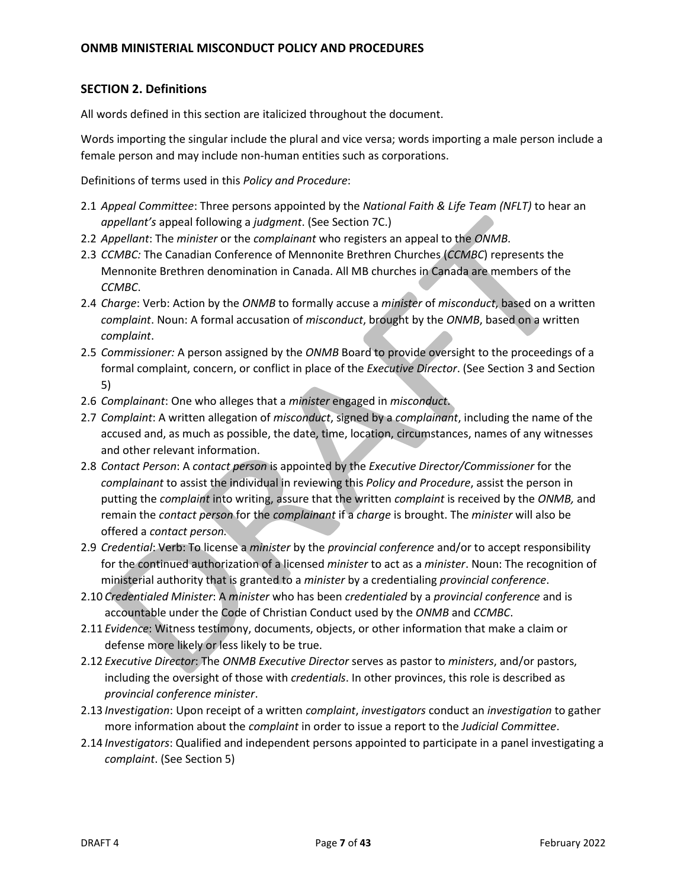## SECTION 2. Definitions

All words defined in this section are italicized throughout the document.

Words importing the singular include the plural and vice versa; words importing a male person include a female person and may include non-human entities such as corporations.

Definitions of terms used in this *Policy and Procedure*:

2.1 *Appeal Committee*: Three persons appointed by the *National Faith & Life Team (NFLT)* to hear an *appellant's* appeal following a *judgment*. (See Section 7C.)

2.2 *Appellant*: The *minister* or the *complainant* who registers an appeal to the *ONMB*.

2.3 *CCMBC:* The Canadian Conference of Mennonite Brethren Churches (*CCMBC*) represents the Mennonite Brethren denomination in Canada. All MB churches in Canada are members of the *CCMBC*.

2.4 *Charge*: Verb: Action by the *ONMB* to formally accuse a *minister* of *misconduct*, based on a written *complaint*. Noun: A formal accusation of *misconduct*, brought by the *ONMB*, based on a written *complaint*.

2.5 *Commissioner:* A person assigned by the *ONMB* Board to provide oversight to the proceedings of a formal complaint, concern, or conflict in place of the *Executive Director*. (See Section 3 and Section 5)

2.6 *Complainant*: One who alleges that a *minister* engaged in *misconduct*.

2.7 *Complaint*: A written allegation of *misconduct*, signed by a *complainant*, including the name of the accused and, as much as possible, the date, time, location, circumstances, names of any witnesses and other relevant information.

2.8 *Contact Person*: A *contact person* is appointed by the *Executive Director/Commissioner* for the *complainant* to assist the individual in reviewing this *Policy and Procedure*, assist the person in putting the *complaint* into writing, assure that the written *complaint* is received by the *ONMB,* and remain the *contact person* for the *complainant* if a *charge* is brought. The *minister* will also be offered a *contact person.*

2.9 *Credential*: Verb: To license a *minister* by the *provincial conference* and/or to accept responsibility for the continued authorization of a licensed *minister* to act as a *minister*. Noun: The recognition of ministerial authority that is granted to a *minister* by a credentialing *provincial conference*.

2.10 *Credentialed Minister*: A *minister* who has been *credentialed* by a *provincial conference* and is accountable under the Code of Christian Conduct used by the *ONMB* and *CCMBC*.

2.11 *Evidence*: Witness testimony, documents, objects, or other information that make a claim or defense more likely or less likely to be true.

2.12 *Executive Director*: The *ONMB Executive Director* serves as pastor to *ministers*, and/or pastors, including the oversight of those with *credentials*. In other provinces, this role is described as *provincial conference minister*.

2.13 *Investigation*: Upon receipt of a written *complaint*, *investigators* conduct an *investigation* to gather more information about the *complaint* in order to issue a report to the *Judicial Committee*.

2.14 *Investigators*: Qualified and independent persons appointed to participate in a panel investigating a *complaint*. (See Section 5)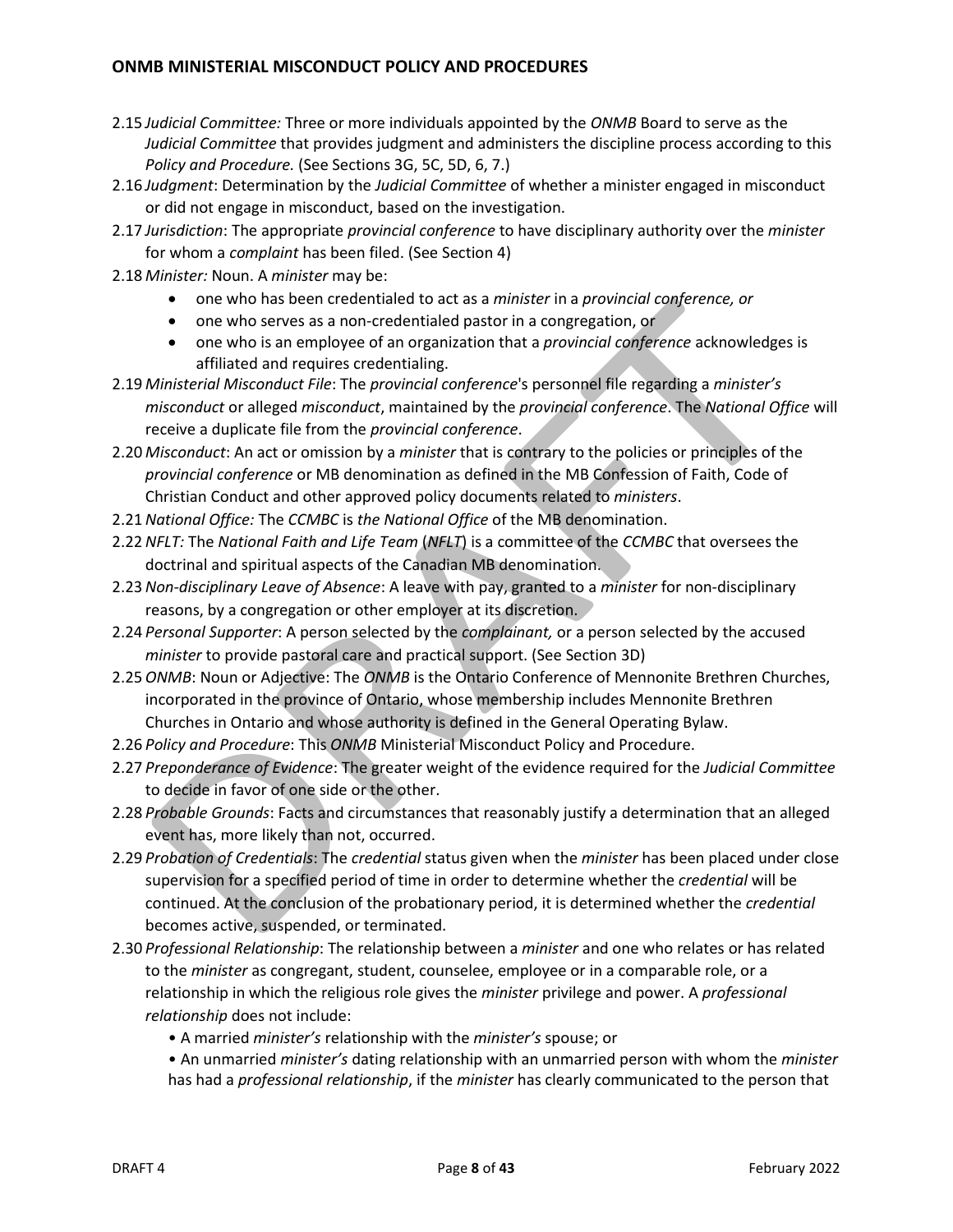2.15 *Judicial Committee:* Three or more individuals appointed by the *ONMB* Board to serve as the *Judicial Committee* that provides judgment and administers the discipline process according to this *Policy and Procedure.* (See Sections 3G, 5C, 5D, 6, 7.)

2.16 *Judgment*: Determination by the *Judicial Committee* of whether a minister engaged in misconduct or did not engage in misconduct, based on the investigation.

2.17 *Jurisdiction*: The appropriate *provincial conference* to have disciplinary authority over the *minister* for whom a *complaint* has been filed. (See Section 4)

2.18 *Minister:* Noun. A *minister* may be:

- one who has been credentialed to act as a *minister* in a *provincial conference, or*
- one who serves as a non-credentialed pastor in a congregation, or
- one who is an employee of an organization that a *provincial conference* acknowledges is affiliated and requires credentialing.

2.19 *Ministerial Misconduct File*: The *provincial conference*'s personnel file regarding a *minister's misconduct* or alleged *misconduct*, maintained by the *provincial conference*. The *National Office* will receive a duplicate file from the *provincial conference*.

2.20 *Misconduct*: An act or omission by a *minister* that is contrary to the policies or principles of the *provincial conference* or MB denomination as defined in the MB Confession of Faith, Code of Christian Conduct and other approved policy documents related to *ministers*.

2.21 *National Office:* The *CCMBC* is *the National Office* of the MB denomination.

2.22 *NFLT:* The *National Faith and Life Team* (*NFLT*) is a committee of the *CCMBC* that oversees the doctrinal and spiritual aspects of the Canadian MB denomination.

2.23 *Non-disciplinary Leave of Absence*: A leave with pay, granted to a *minister* for non-disciplinary reasons, by a congregation or other employer at its discretion.

2.24 *Personal Supporter*: A person selected by the *complainant,* or a person selected by the accused *minister* to provide pastoral care and practical support. (See Section 3D)

2.25 *ONMB*: Noun or Adjective: The *ONMB* is the Ontario Conference of Mennonite Brethren Churches, incorporated in the province of Ontario, whose membership includes Mennonite Brethren Churches in Ontario and whose authority is defined in the General Operating Bylaw.

2.26 *Policy and Procedure*: This *ONMB* Ministerial Misconduct Policy and Procedure.

2.27 *Preponderance of Evidence*: The greater weight of the evidence required for the *Judicial Committee* to decide in favor of one side or the other.

2.28 *Probable Grounds*: Facts and circumstances that reasonably justify a determination that an alleged event has, more likely than not, occurred.

2.29 *Probation of Credentials*: The *credential* status given when the *minister* has been placed under close supervision for a specified period of time in order to determine whether the *credential* will be continued. At the conclusion of the probationary period, it is determined whether the *credential* becomes active, suspended, or terminated.

2.30 *Professional Relationship*: The relationship between a *minister* and one who relates or has related to the *minister* as congregant, student, counselee, employee or in a comparable role, or a relationship in which the religious role gives the *minister* privilege and power. A *professional relationship* does not include:

- A married *minister's* relationship with the *minister's* spouse; or
- An unmarried *minister's* dating relationship with an unmarried person with whom the *minister* has had a *professional relationship*, if the *minister* has clearly communicated to the person that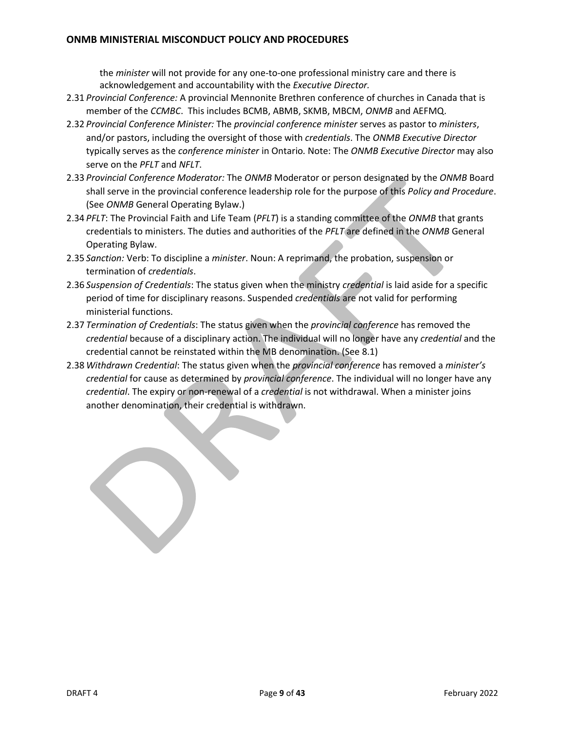the *minister* will not provide for any one-to-one professional ministry care and there is acknowledgement and accountability with the *Executive Director*.

2.31 *Provincial Conference:* A provincial Mennonite Brethren conference of churches in Canada that is member of the *CCMBC*. This includes BCMB, ABMB, SKMB, MBCM, *ONMB* and AEFMQ.

2.32 *Provincial Conference Minister:* The *provincial conference minister* serves as pastor to *ministers*, and/or pastors, including the oversight of those with *credentials*. The *ONMB Executive Director* typically serves as the *conference minister* in Ontario. Note: The *ONMB Executive Director* may also serve on the *PFLT* and *NFLT*.

2.33 *Provincial Conference Moderator:* The *ONMB* Moderator or person designated by the *ONMB* Board shall serve in the provincial conference leadership role for the purpose of this *Policy and Procedure*. (See *ONMB* General Operating Bylaw.)

2.34 *PFLT*: The Provincial Faith and Life Team (*PFLT*) is a standing committee of the *ONMB* that grants credentials to ministers. The duties and authorities of the *PFLT* are defined in the *ONMB* General Operating Bylaw.

2.35 *Sanction:* Verb: To discipline a *minister*. Noun: A reprimand, the probation, suspension or termination of *credentials*.

2.36 *Suspension of Credentials*: The status given when the ministry *credential* is laid aside for a specific period of time for disciplinary reasons. Suspended *credentials* are not valid for performing ministerial functions.

2.37 *Termination of Credentials*: The status given when the *provincial conference* has removed the *credential* because of a disciplinary action. The individual will no longer have any *credential* and the credential cannot be reinstated within the MB denomination. (See 8.1)

2.38 *Withdrawn Credential*: The status given when the *provincial conference* has removed a *minister's credential* for cause as determined by *provincial conference*. The individual will no longer have any *credential*. The expiry or non-renewal of a *credential* is not withdrawal. When a minister joins another denomination, their credential is withdrawn.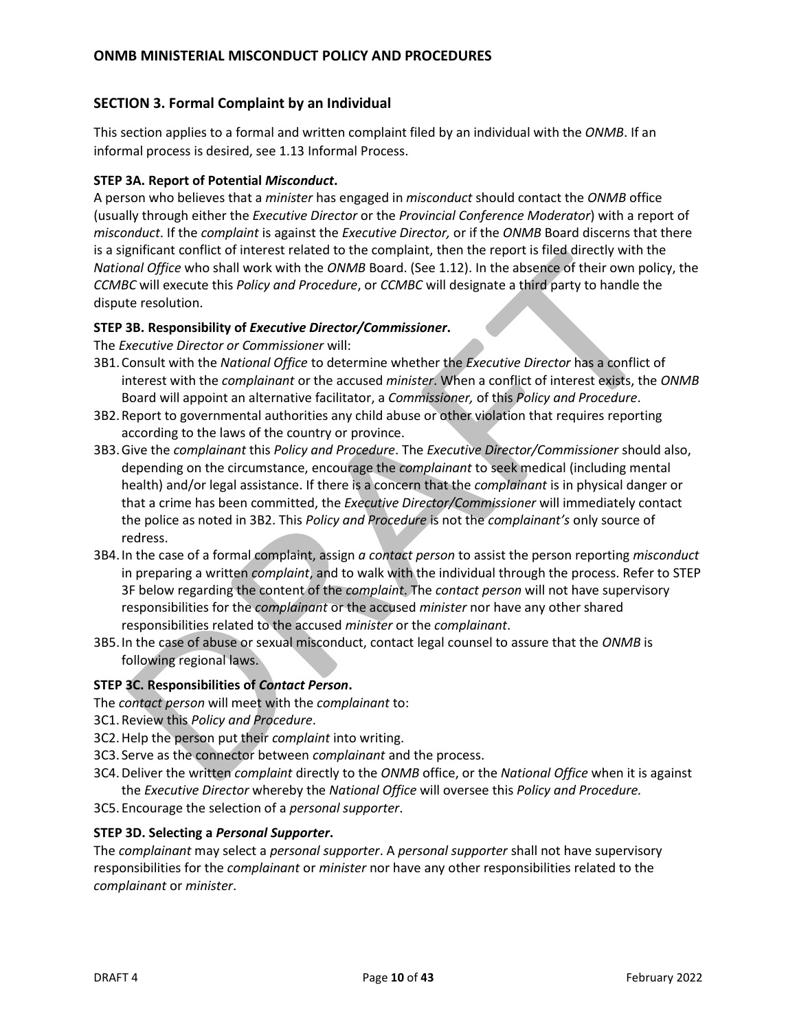## SECTION 3. Formal Complaint by an Individual

This section applies to a formal and written complaint filed by an individual with the *ONMB*. If an informal process is desired, see 1.13 Informal Process.

**STEP 3A. Report of Potential *Misconduct*.**

A person who believes that a *minister* has engaged in *misconduct* should contact the *ONMB* office (usually through either the *Executive Director* or the *Provincial Conference Moderator*) with a report of *misconduct*. If the *complaint* is against the *Executive Director,* or if the *ONMB* Board discerns that there is a significant conflict of interest related to the complaint, then the report is filed directly with the *National Office* who shall work with the *ONMB* Board. (See 1.12). In the absence of their own policy, the *CCMBC* will execute this *Policy and Procedure*, or *CCMBC* will designate a third party to handle the dispute resolution.

**STEP 3B. Responsibility of *Executive Director/Commissioner*.**

The *Executive Director or Commissioner* will:

- 3B1. Consult with the *National Office* to determine whether the *Executive Director* has a conflict of interest with the *complainant* or the accused *minister*. When a conflict of interest exists, the *ONMB* Board will appoint an alternative facilitator, a *Commissioner,* of this *Policy and Procedure*.
- 3B2. Report to governmental authorities any child abuse or other violation that requires reporting according to the laws of the country or province.
- 3B3. Give the *complainant* this *Policy and Procedure*. The *Executive Director/Commissioner* should also, depending on the circumstance, encourage the *complainant* to seek medical (including mental health) and/or legal assistance. If there is a concern that the *complainant* is in physical danger or that a crime has been committed, the *Executive Director/Commissioner* will immediately contact the police as noted in 3B2. This *Policy and Procedure* is not the *complainant's* only source of redress.
- 3B4. In the case of a formal complaint, assign *a contact person* to assist the person reporting *misconduct* in preparing a written *complaint*, and to walk with the individual through the process. Refer to STEP 3F below regarding the content of the *complaint*. The *contact person* will not have supervisory responsibilities for the *complainant* or the accused *minister* nor have any other shared responsibilities related to the accused *minister* or the *complainant*.
- 3B5. In the case of abuse or sexual misconduct, contact legal counsel to assure that the *ONMB* is following regional laws.

**STEP 3C. Responsibilities of *Contact Person*.**

The *contact person* will meet with the *complainant* to:

- 3C1. Review this *Policy and Procedure*.
- 3C2. Help the person put their *complaint* into writing.
- 3C3. Serve as the connector between *complainant* and the process.
- 3C4. Deliver the written *complaint* directly to the *ONMB* office, or the *National Office* when it is against the *Executive Director* whereby the *National Office* will oversee this *Policy and Procedure.*
- 3C5. Encourage the selection of a *personal supporter*.

**STEP 3D. Selecting a *Personal Supporter*.**

The *complainant* may select a *personal supporter*. A *personal supporter* shall not have supervisory responsibilities for the *complainant* or *minister* nor have any other responsibilities related to the *complainant* or *minister*.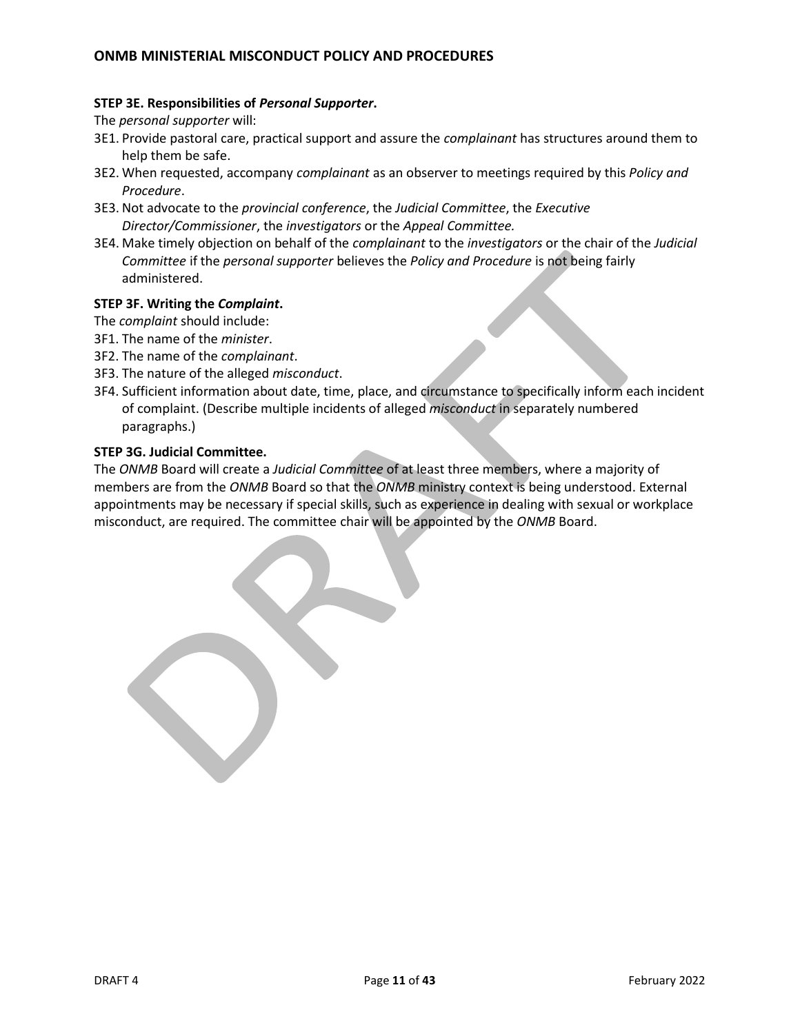**STEP 3E. Responsibilities of *Personal Supporter*.**

The *personal supporter* will:

3E1. Provide pastoral care, practical support and assure the *complainant* has structures around them to help them be safe.

3E2. When requested, accompany *complainant* as an observer to meetings required by this *Policy and Procedure*.

3E3. Not advocate to the *provincial conference*, the *Judicial Committee*, the *Executive Director/Commissioner*, the *investigators* or the *Appeal Committee.*

3E4. Make timely objection on behalf of the *complainant* to the *investigators* or the chair of the *Judicial Committee* if the *personal supporter* believes the *Policy and Procedure* is not being fairly administered.

**STEP 3F. Writing the *Complaint*.**

The *complaint* should include:

3F1. The name of the *minister*.

3F2. The name of the *complainant*.

3F3. The nature of the alleged *misconduct*.

3F4. Sufficient information about date, time, place, and circumstance to specifically inform each incident of complaint. (Describe multiple incidents of alleged *misconduct* in separately numbered paragraphs.)

**STEP 3G. Judicial Committee.**

The *ONMB* Board will create a *Judicial Committee* of at least three members, where a majority of members are from the *ONMB* Board so that the *ONMB* ministry context is being understood. External appointments may be necessary if special skills, such as experience in dealing with sexual or workplace misconduct, are required. The committee chair will be appointed by the *ONMB* Board.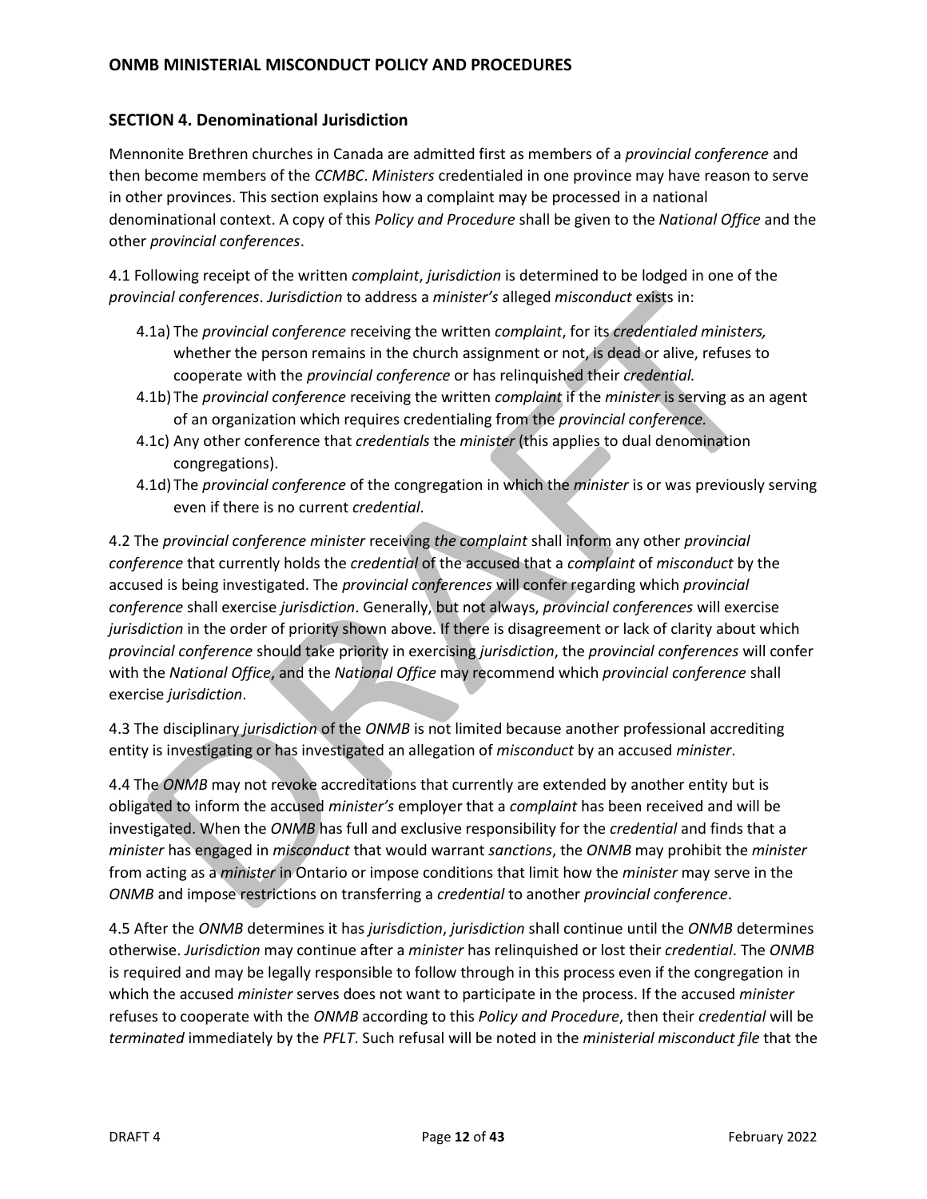## SECTION 4. Denominational Jurisdiction

Mennonite Brethren churches in Canada are admitted first as members of a *provincial conference* and then become members of the *CCMBC*. *Ministers* credentialed in one province may have reason to serve in other provinces. This section explains how a complaint may be processed in a national denominational context. A copy of this *Policy and Procedure* shall be given to the *National Office* and the other *provincial conferences*.

4.1 Following receipt of the written *complaint*, *jurisdiction* is determined to be lodged in one of the *provincial conferences*. *Jurisdiction* to address a *minister's* alleged *misconduct* exists in:

- 4.1a) The *provincial conference* receiving the written *complaint*, for its *credentialed ministers,* whether the person remains in the church assignment or not, is dead or alive, refuses to cooperate with the *provincial conference* or has relinquished their *credential.*
- 4.1b) The *provincial conference* receiving the written *complaint* if the *minister* is serving as an agent of an organization which requires credentialing from the *provincial conference.*
- 4.1c) Any other conference that *credentials* the *minister* (this applies to dual denomination congregations).
- 4.1d) The *provincial conference* of the congregation in which the *minister* is or was previously serving even if there is no current *credential*.

4.2 The *provincial conference minister* receiving *the complaint* shall inform any other *provincial conference* that currently holds the *credential* of the accused that a *complaint* of *misconduct* by the accused is being investigated. The *provincial conferences* will confer regarding which *provincial conference* shall exercise *jurisdiction*. Generally, but not always, *provincial conferences* will exercise *jurisdiction* in the order of priority shown above. If there is disagreement or lack of clarity about which *provincial conference* should take priority in exercising *jurisdiction*, the *provincial conferences* will confer with the *National Office*, and the *National Office* may recommend which *provincial conference* shall exercise *jurisdiction*.

4.3 The disciplinary *jurisdiction* of the *ONMB* is not limited because another professional accrediting entity is investigating or has investigated an allegation of *misconduct* by an accused *minister*.

4.4 The *ONMB* may not revoke accreditations that currently are extended by another entity but is obligated to inform the accused *minister's* employer that a *complaint* has been received and will be investigated. When the *ONMB* has full and exclusive responsibility for the *credential* and finds that a *minister* has engaged in *misconduct* that would warrant *sanctions*, the *ONMB* may prohibit the *minister* from acting as a *minister* in Ontario or impose conditions that limit how the *minister* may serve in the *ONMB* and impose restrictions on transferring a *credential* to another *provincial conference*.

4.5 After the *ONMB* determines it has *jurisdiction*, *jurisdiction* shall continue until the *ONMB* determines otherwise. *Jurisdiction* may continue after a *minister* has relinquished or lost their *credential*. The *ONMB* is required and may be legally responsible to follow through in this process even if the congregation in which the accused *minister* serves does not want to participate in the process. If the accused *minister* refuses to cooperate with the *ONMB* according to this *Policy and Procedure*, then their *credential* will be *terminated* immediately by the *PFLT*. Such refusal will be noted in the *ministerial misconduct file* that the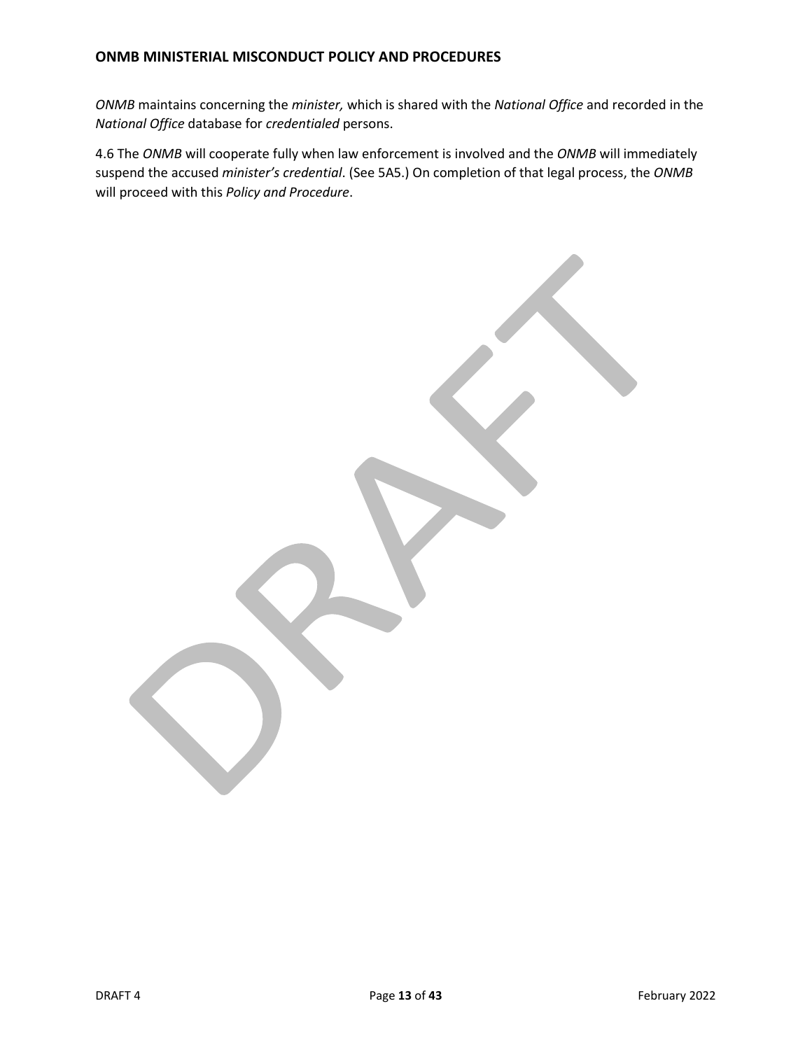*ONMB* maintains concerning the *minister,* which is shared with the *National Office* and recorded in the *National Office* database for *credentialed* persons.

4.6 The *ONMB* will cooperate fully when law enforcement is involved and the *ONMB* will immediately suspend the accused *minister's credential*. (See 5A5.) On completion of that legal process, the *ONMB* will proceed with this *Policy and Procedure*.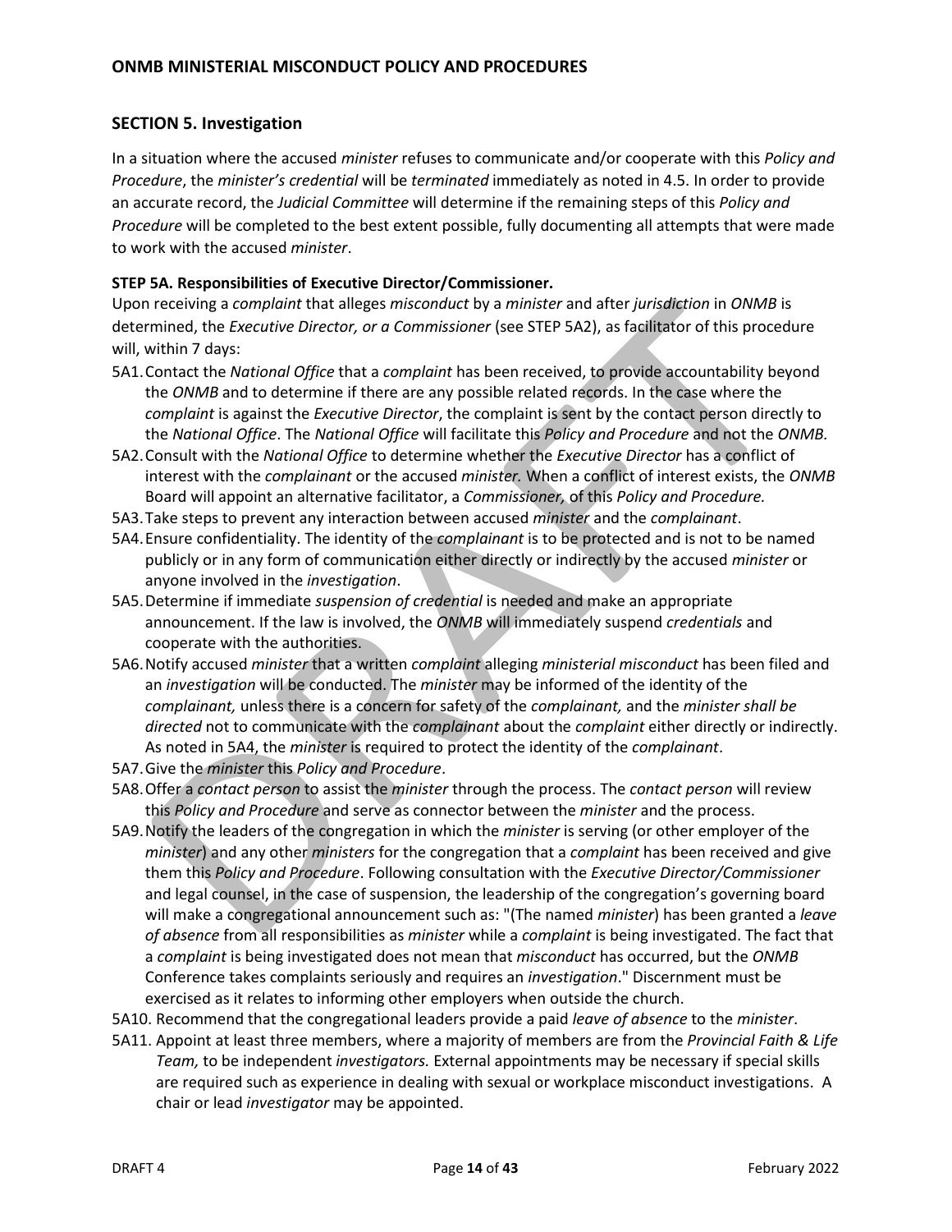## SECTION 5. Investigation

In a situation where the accused *minister* refuses to communicate and/or cooperate with this *Policy and Procedure*, the *minister's credential* will be *terminated* immediately as noted in 4.5. In order to provide an accurate record, the *Judicial Committee* will determine if the remaining steps of this *Policy and Procedure* will be completed to the best extent possible, fully documenting all attempts that were made to work with the accused *minister*.

**STEP 5A. Responsibilities of Executive Director/Commissioner.**

Upon receiving a *complaint* that alleges *misconduct* by a *minister* and after *jurisdiction* in *ONMB* is determined, the *Executive Director, or a Commissioner* (see STEP 5A2), as facilitator of this procedure will, within 7 days:

5A1. Contact the *National Office* that a *complaint* has been received, to provide accountability beyond the *ONMB* and to determine if there are any possible related records. In the case where the *complaint* is against the *Executive Director*, the complaint is sent by the contact person directly to the *National Office*. The *National Office* will facilitate this *Policy and Procedure* and not the *ONMB.*

5A2. Consult with the *National Office* to determine whether the *Executive Director* has a conflict of interest with the *complainant* or the accused *minister.* When a conflict of interest exists, the *ONMB* Board will appoint an alternative facilitator, a *Commissioner,* of this *Policy and Procedure.*

5A3. Take steps to prevent any interaction between accused *minister* and the *complainant*.

5A4. Ensure confidentiality. The identity of the *complainant* is to be protected and is not to be named publicly or in any form of communication either directly or indirectly by the accused *minister* or anyone involved in the *investigation*.

5A5. Determine if immediate *suspension of credential* is needed and make an appropriate announcement. If the law is involved, the *ONMB* will immediately suspend *credentials* and cooperate with the authorities.

5A6. Notify accused *minister* that a written *complaint* alleging *ministerial misconduct* has been filed and an *investigation* will be conducted. The *minister* may be informed of the identity of the *complainant,* unless there is a concern for safety of the *complainant,* and the *minister shall be directed* not to communicate with the *complainant* about the *complaint* either directly or indirectly. As noted in 5A4, the *minister* is required to protect the identity of the *complainant*.

5A7. Give the *minister* this *Policy and Procedure*.

5A8. Offer a *contact person* to assist the *minister* through the process. The *contact person* will review this *Policy and Procedure* and serve as connector between the *minister* and the process.

5A9. Notify the leaders of the congregation in which the *minister* is serving (or other employer of the *minister*) and any other *ministers* for the congregation that a *complaint* has been received and give them this *Policy and Procedure*. Following consultation with the *Executive Director/Commissioner* and legal counsel, in the case of suspension, the leadership of the congregation's governing board will make a congregational announcement such as: "(The named *minister*) has been granted a *leave of absence* from all responsibilities as *minister* while a *complaint* is being investigated. The fact that a *complaint* is being investigated does not mean that *misconduct* has occurred, but the *ONMB* Conference takes complaints seriously and requires an *investigation*." Discernment must be exercised as it relates to informing other employers when outside the church.

5A10. Recommend that the congregational leaders provide a paid *leave of absence* to the *minister*.

5A11. Appoint at least three members, where a majority of members are from the *Provincial Faith & Life Team,* to be independent *investigators.* External appointments may be necessary if special skills are required such as experience in dealing with sexual or workplace misconduct investigations. A chair or lead *investigator* may be appointed.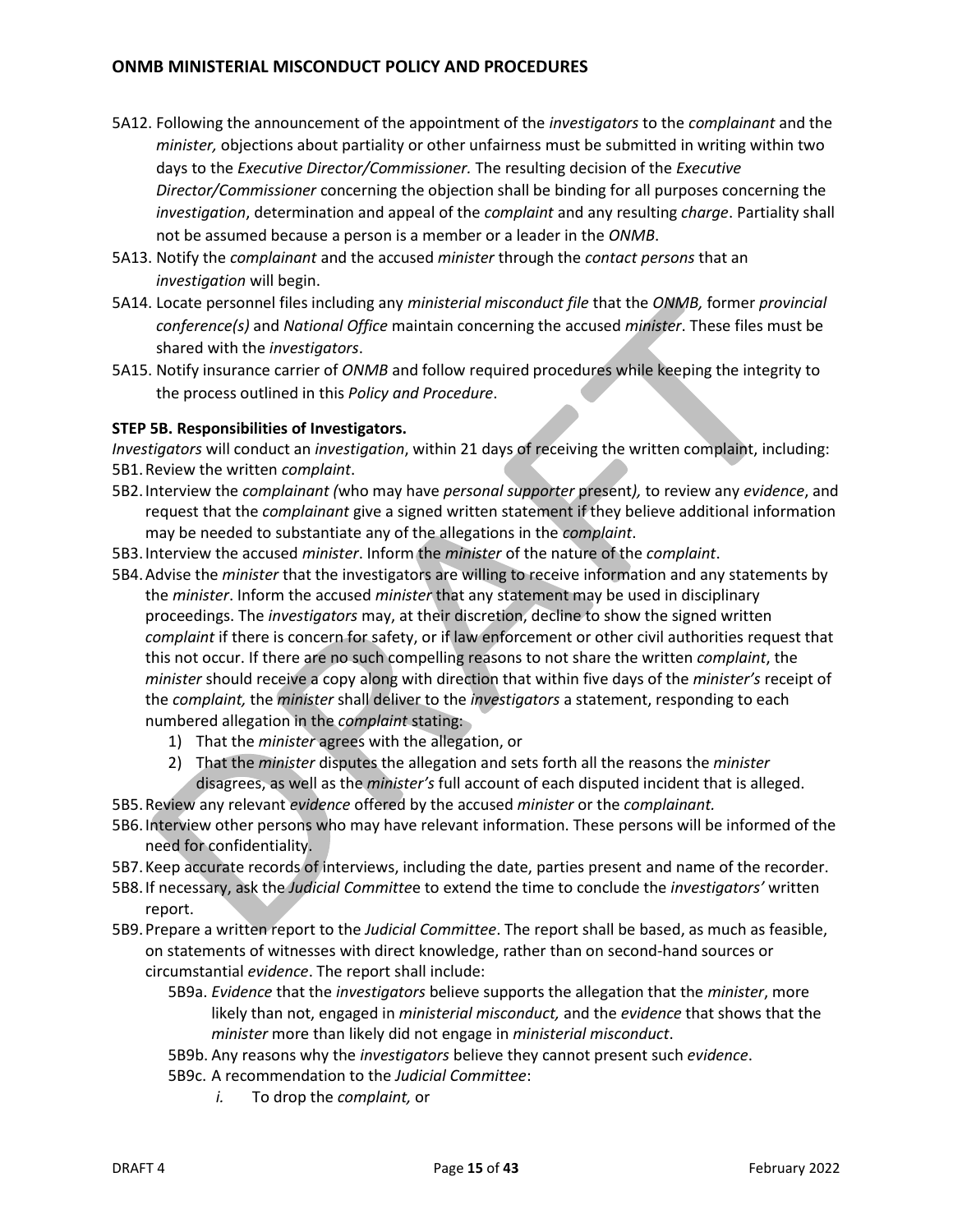5A12. Following the announcement of the appointment of the *investigators* to the *complainant* and the *minister,* objections about partiality or other unfairness must be submitted in writing within two days to the *Executive Director/Commissioner*. The resulting decision of the *Executive Director/Commissioner* concerning the objection shall be binding for all purposes concerning the *investigation*, determination and appeal of the *complaint* and any resulting *charge*. Partiality shall not be assumed because a person is a member or a leader in the *ONMB*.

5A13. Notify the *complainant* and the accused *minister* through the *contact persons* that an *investigation* will begin.

5A14. Locate personnel files including any *ministerial misconduct file* that the *ONMB,* former *provincial conference(s)* and *National Office* maintain concerning the accused *minister*. These files must be shared with the *investigators*.

5A15. Notify insurance carrier of *ONMB* and follow required procedures while keeping the integrity to the process outlined in this *Policy and Procedure*.

**STEP 5B. Responsibilities of Investigators.**

*Investigators* will conduct an *investigation*, within 21 days of receiving the written complaint, including:

5B1. Review the written *complaint*.

5B2. Interview the *complainant (*who may have *personal supporter* present*),* to review any *evidence*, and request that the *complainant* give a signed written statement if they believe additional information may be needed to substantiate any of the allegations in the *complaint*.

5B3. Interview the accused *minister*. Inform the *minister* of the nature of the *complaint*.

5B4. Advise the *minister* that the investigators are willing to receive information and any statements by the *minister*. Inform the accused *minister* that any statement may be used in disciplinary proceedings. The *investigators* may, at their discretion, decline to show the signed written *complaint* if there is concern for safety, or if law enforcement or other civil authorities request that this not occur. If there are no such compelling reasons to not share the written *complaint*, the *minister* should receive a copy along with direction that within five days of the *minister's* receipt of the *complaint,* the *minister* shall deliver to the *investigators* a statement, responding to each numbered allegation in the *complaint* stating:

1) That the *minister* agrees with the allegation, or
2) That the *minister* disputes the allegation and sets forth all the reasons the *minister* disagrees, as well as the *minister's* full account of each disputed incident that is alleged.

5B5. Review any relevant *evidence* offered by the accused *minister* or the *complainant.*

5B6. Interview other persons who may have relevant information. These persons will be informed of the need for confidentiality.

5B7. Keep accurate records of interviews, including the date, parties present and name of the recorder.

5B8. If necessary, ask the *Judicial Committee* to extend the time to conclude the *investigators'* written report.

5B9. Prepare a written report to the *Judicial Committee*. The report shall be based, as much as feasible, on statements of witnesses with direct knowledge, rather than on second-hand sources or circumstantial *evidence*. The report shall include:

- 5B9a. *Evidence* that the *investigators* believe supports the allegation that the *minister*, more likely than not, engaged in *ministerial misconduct,* and the *evidence* that shows that the *minister* more than likely did not engage in *ministerial misconduct*.
- 5B9b. Any reasons why the *investigators* believe they cannot present such *evidence*.
- 5B9c. A recommendation to the *Judicial Committee*:
  - *i.* To drop the *complaint,* or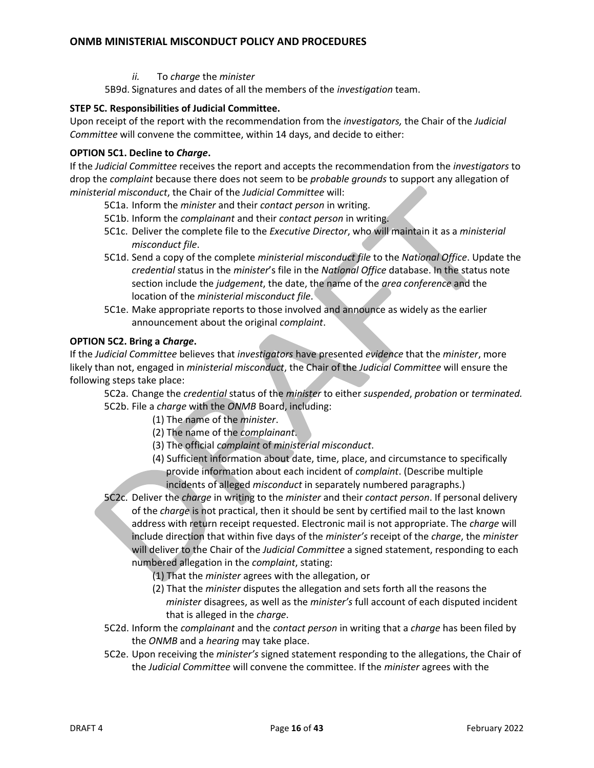*ii.* To *charge* the *minister*

5B9d. Signatures and dates of all the members of the *investigation* team.

**STEP 5C. Responsibilities of Judicial Committee.**

Upon receipt of the report with the recommendation from the *investigators,* the Chair of the *Judicial Committee* will convene the committee, within 14 days, and decide to either:

**OPTION 5C1. Decline to *Charge*.**

If the *Judicial Committee* receives the report and accepts the recommendation from the *investigators* to drop the *complaint* because there does not seem to be *probable grounds* to support any allegation of *ministerial misconduct*, the Chair of the *Judicial Committee* will:

- 5C1a. Inform the *minister* and their *contact person* in writing.
- 5C1b. Inform the *complainant* and their *contact person* in writing.
- 5C1c. Deliver the complete file to the *Executive Director*, who will maintain it as a *ministerial misconduct file*.
- 5C1d. Send a copy of the complete *ministerial misconduct file* to the *National Office*. Update the *credential* status in the *minister*'s file in the *National Office* database. In the status note section include the *judgement*, the date, the name of the *area conference* and the location of the *ministerial misconduct file*.
- 5C1e. Make appropriate reports to those involved and announce as widely as the earlier announcement about the original *complaint*.

**OPTION 5C2. Bring a *Charge*.**

If the *Judicial Committee* believes that *investigators* have presented *evidence* that the *minister*, more likely than not, engaged in *ministerial misconduct*, the Chair of the *Judicial Committee* will ensure the following steps take place:

- 5C2a. Change the *credential* status of the *minister* to either *suspended*, *probation* or *terminated.*
- 5C2b. File a *charge* with the *ONMB* Board, including:
  - (1) The name of the *minister*.
  - (2) The name of the *complainant*.
  - (3) The official *complaint* of *ministerial misconduct*.
  - (4) Sufficient information about date, time, place, and circumstance to specifically provide information about each incident of *complaint*. (Describe multiple incidents of alleged *misconduct* in separately numbered paragraphs.)
- 5C2c. Deliver the *charge* in writing to the *minister* and their *contact person*. If personal delivery of the *charge* is not practical, then it should be sent by certified mail to the last known address with return receipt requested. Electronic mail is not appropriate. The *charge* will include direction that within five days of the *minister's* receipt of the *charge*, the *minister* will deliver to the Chair of the *Judicial Committee* a signed statement, responding to each numbered allegation in the *complaint*, stating:
  - (1) That the *minister* agrees with the allegation, or
  - (2) That the *minister* disputes the allegation and sets forth all the reasons the *minister* disagrees, as well as the *minister's* full account of each disputed incident that is alleged in the *charge*.
- 5C2d. Inform the *complainant* and the *contact person* in writing that a *charge* has been filed by the *ONMB* and a *hearing* may take place.
- 5C2e. Upon receiving the *minister's* signed statement responding to the allegations, the Chair of the *Judicial Committee* will convene the committee. If the *minister* agrees with the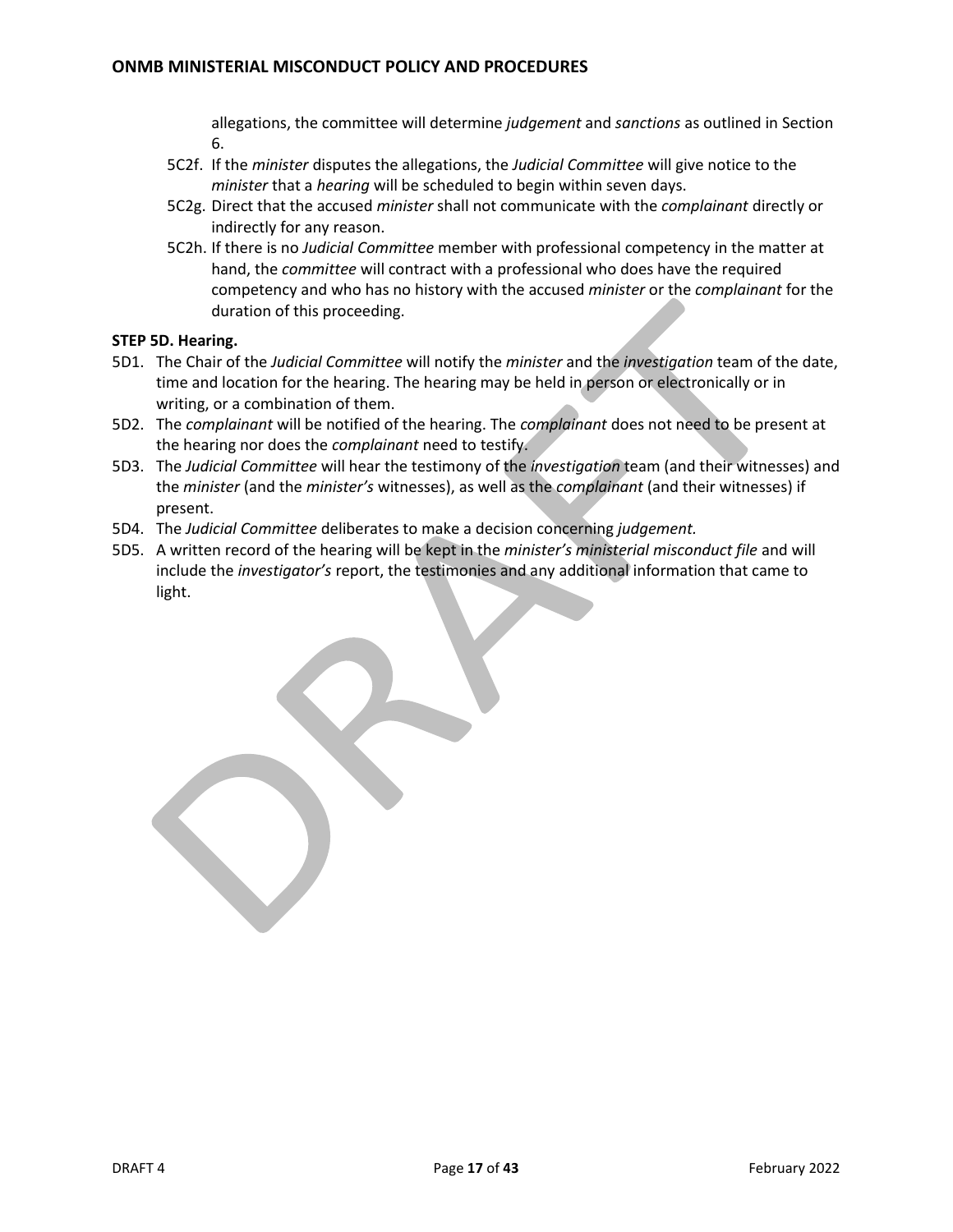allegations, the committee will determine *judgement* and *sanctions* as outlined in Section 6.

5C2f. If the *minister* disputes the allegations, the *Judicial Committee* will give notice to the *minister* that a *hearing* will be scheduled to begin within seven days.

5C2g. Direct that the accused *minister* shall not communicate with the *complainant* directly or indirectly for any reason.

5C2h. If there is no *Judicial Committee* member with professional competency in the matter at hand, the *committee* will contract with a professional who does have the required competency and who has no history with the accused *minister* or the *complainant* for the duration of this proceeding.

**STEP 5D. Hearing.**

5D1. The Chair of the *Judicial Committee* will notify the *minister* and the *investigation* team of the date, time and location for the hearing. The hearing may be held in person or electronically or in writing, or a combination of them.

5D2. The *complainant* will be notified of the hearing. The *complainant* does not need to be present at the hearing nor does the *complainant* need to testify.

5D3. The *Judicial Committee* will hear the testimony of the *investigation* team (and their witnesses) and the *minister* (and the *minister's* witnesses), as well as the *complainant* (and their witnesses) if present.

5D4. The *Judicial Committee* deliberates to make a decision concerning *judgement.*

5D5. A written record of the hearing will be kept in the *minister's ministerial misconduct file* and will include the *investigator's* report, the testimonies and any additional information that came to light.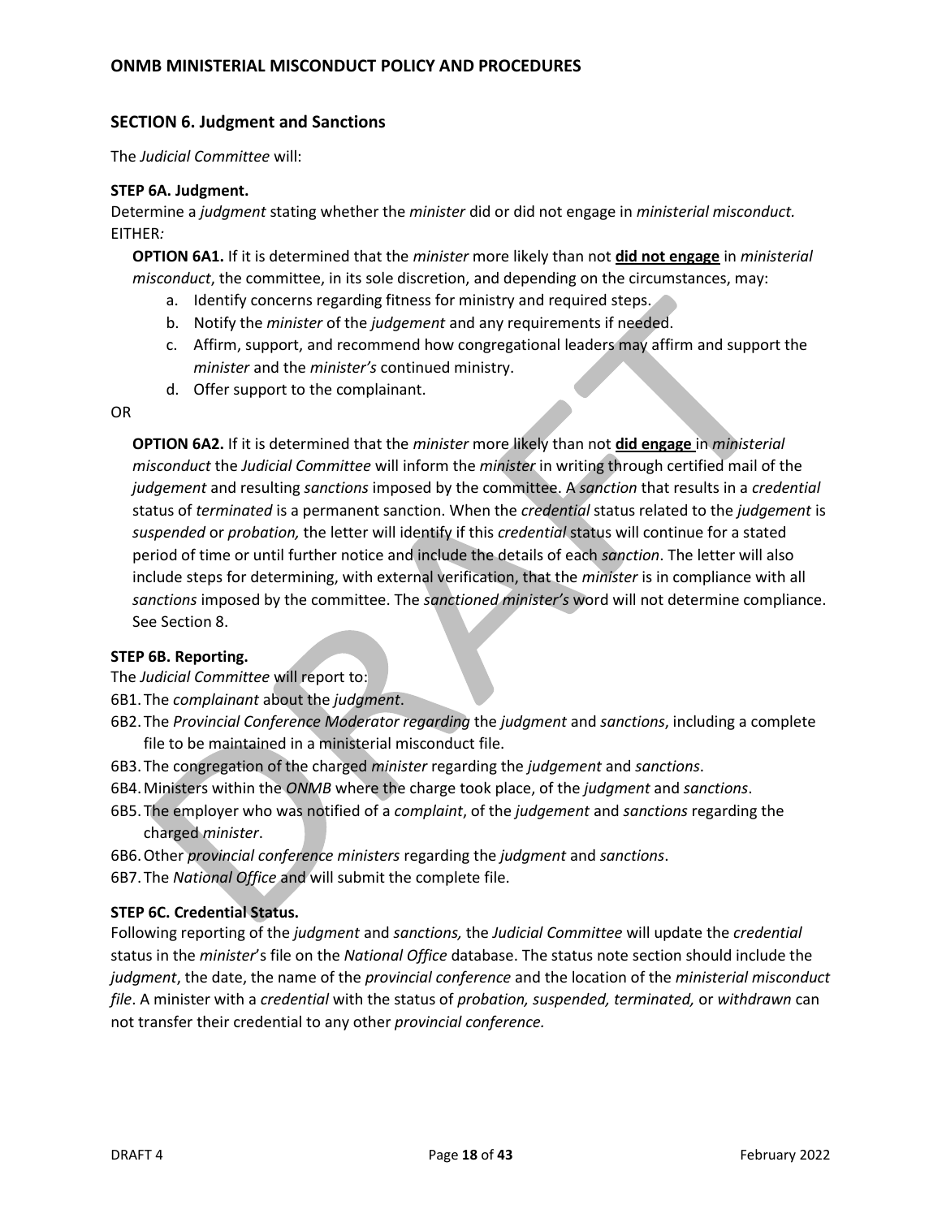## SECTION 6. Judgment and Sanctions

The *Judicial Committee* will:

**STEP 6A. Judgment.**

Determine a *judgment* stating whether the *minister* did or did not engage in *ministerial misconduct.* EITHER*:*

> **OPTION 6A1.** If it is determined that the *minister* more likely than not **did not engage** in *ministerial misconduct*, the committee, in its sole discretion, and depending on the circumstances, may:
>
> a. Identify concerns regarding fitness for ministry and required steps.
> b. Notify the *minister* of the *judgement* and any requirements if needed.
> c. Affirm, support, and recommend how congregational leaders may affirm and support the *minister* and the *minister's* continued ministry.
> d. Offer support to the complainant.

OR

> **OPTION 6A2.** If it is determined that the *minister* more likely than not **did engage** in *ministerial misconduct* the *Judicial Committee* will inform the *minister* in writing through certified mail of the *judgement* and resulting *sanctions* imposed by the committee. A *sanction* that results in a *credential* status of *terminated* is a permanent sanction. When the *credential* status related to the *judgement* is *suspended* or *probation,* the letter will identify if this *credential* status will continue for a stated period of time or until further notice and include the details of each *sanction*. The letter will also include steps for determining, with external verification, that the *minister* is in compliance with all *sanctions* imposed by the committee. The *sanctioned minister's* word will not determine compliance. See Section 8.

**STEP 6B. Reporting.**

The *Judicial Committee* will report to:

6B1. The *complainant* about the *judgment*.
6B2. The *Provincial Conference Moderator regarding* the *judgment* and *sanctions*, including a complete file to be maintained in a ministerial misconduct file.
6B3. The congregation of the charged *minister* regarding the *judgement* and *sanctions*.
6B4. Ministers within the *ONMB* where the charge took place, of the *judgment* and *sanctions*.
6B5. The employer who was notified of a *complaint*, of the *judgement* and *sanctions* regarding the charged *minister*.
6B6. Other *provincial conference ministers* regarding the *judgment* and *sanctions*.
6B7. The *National Office* and will submit the complete file.

**STEP 6C. Credential Status.**

Following reporting of the *judgment* and *sanctions,* the *Judicial Committee* will update the *credential* status in the *minister*'s file on the *National Office* database. The status note section should include the *judgment*, the date, the name of the *provincial conference* and the location of the *ministerial misconduct file*. A minister with a *credential* with the status of *probation, suspended, terminated,* or *withdrawn* can not transfer their credential to any other *provincial conference.*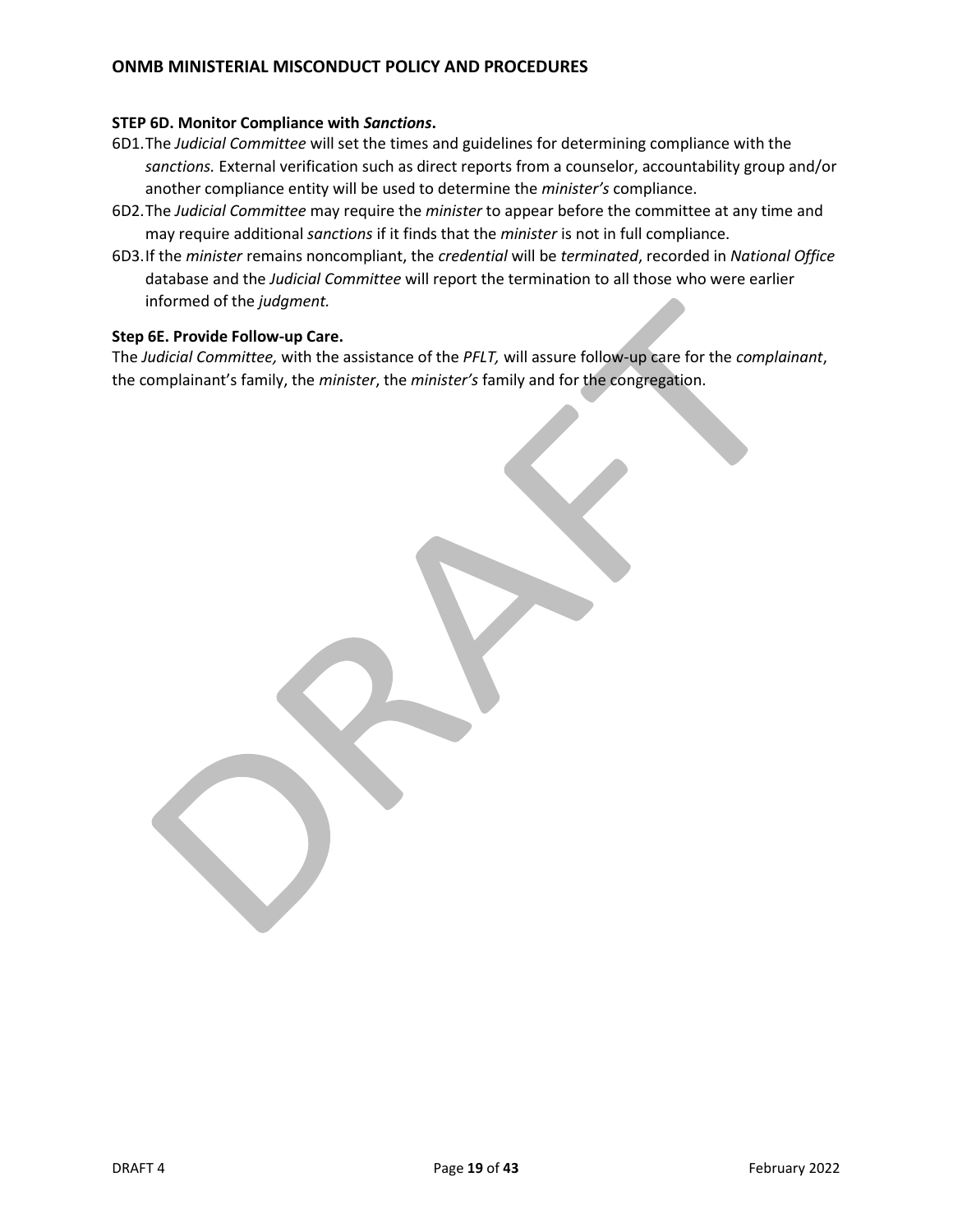### STEP 6D. Monitor Compliance with *Sanctions*.

6D1. The *Judicial Committee* will set the times and guidelines for determining compliance with the *sanctions.* External verification such as direct reports from a counselor, accountability group and/or another compliance entity will be used to determine the *minister's* compliance.

6D2. The *Judicial Committee* may require the *minister* to appear before the committee at any time and may require additional *sanctions* if it finds that the *minister* is not in full compliance.

6D3. If the *minister* remains noncompliant, the *credential* will be *terminated*, recorded in *National Office* database and the *Judicial Committee* will report the termination to all those who were earlier informed of the *judgment.*

### Step 6E. Provide Follow-up Care.

The *Judicial Committee,* with the assistance of the *PFLT,* will assure follow-up care for the *complainant*, the complainant's family, the *minister*, the *minister's* family and for the congregation.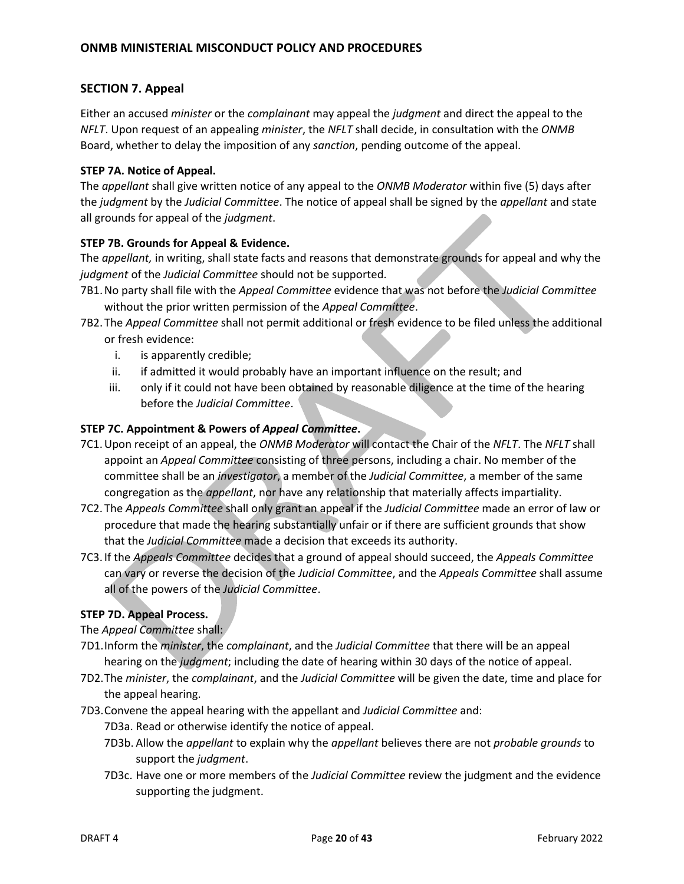## SECTION 7. Appeal

Either an accused *minister* or the *complainant* may appeal the *judgment* and direct the appeal to the *NFLT*. Upon request of an appealing *minister*, the *NFLT* shall decide, in consultation with the *ONMB* Board, whether to delay the imposition of any *sanction*, pending outcome of the appeal.

### STEP 7A. Notice of Appeal.

The *appellant* shall give written notice of any appeal to the *ONMB Moderator* within five (5) days after the *judgment* by the *Judicial Committee*. The notice of appeal shall be signed by the *appellant* and state all grounds for appeal of the *judgment*.

### STEP 7B. Grounds for Appeal & Evidence.

The *appellant,* in writing, shall state facts and reasons that demonstrate grounds for appeal and why the *judgment* of the *Judicial Committee* should not be supported.

- 7B1. No party shall file with the *Appeal Committee* evidence that was not before the *Judicial Committee* without the prior written permission of the *Appeal Committee*.
- 7B2. The *Appeal Committee* shall not permit additional or fresh evidence to be filed unless the additional or fresh evidence:
  - i. is apparently credible;
  - ii. if admitted it would probably have an important influence on the result; and
  - iii. only if it could not have been obtained by reasonable diligence at the time of the hearing before the *Judicial Committee*.

### STEP 7C. Appointment & Powers of *Appeal Committee*.

- 7C1. Upon receipt of an appeal, the *ONMB Moderator* will contact the Chair of the *NFLT*. The *NFLT* shall appoint an *Appeal Committee* consisting of three persons, including a chair. No member of the committee shall be an *investigator*, a member of the *Judicial Committee*, a member of the same congregation as the *appellant*, nor have any relationship that materially affects impartiality.
- 7C2. The *Appeals Committee* shall only grant an appeal if the *Judicial Committee* made an error of law or procedure that made the hearing substantially unfair or if there are sufficient grounds that show that the *Judicial Committee* made a decision that exceeds its authority.
- 7C3. If the *Appeals Committee* decides that a ground of appeal should succeed, the *Appeals Committee* can vary or reverse the decision of the *Judicial Committee*, and the *Appeals Committee* shall assume all of the powers of the *Judicial Committee*.

### STEP 7D. Appeal Process.

The *Appeal Committee* shall:

- 7D1. Inform the *minister*, the *complainant*, and the *Judicial Committee* that there will be an appeal hearing on the *judgment*; including the date of hearing within 30 days of the notice of appeal.
- 7D2. The *minister*, the *complainant*, and the *Judicial Committee* will be given the date, time and place for the appeal hearing.
- 7D3. Convene the appeal hearing with the appellant and *Judicial Committee* and:
  - 7D3a. Read or otherwise identify the notice of appeal.
  - 7D3b. Allow the *appellant* to explain why the *appellant* believes there are not *probable grounds* to support the *judgment*.
  - 7D3c. Have one or more members of the *Judicial Committee* review the judgment and the evidence supporting the judgment.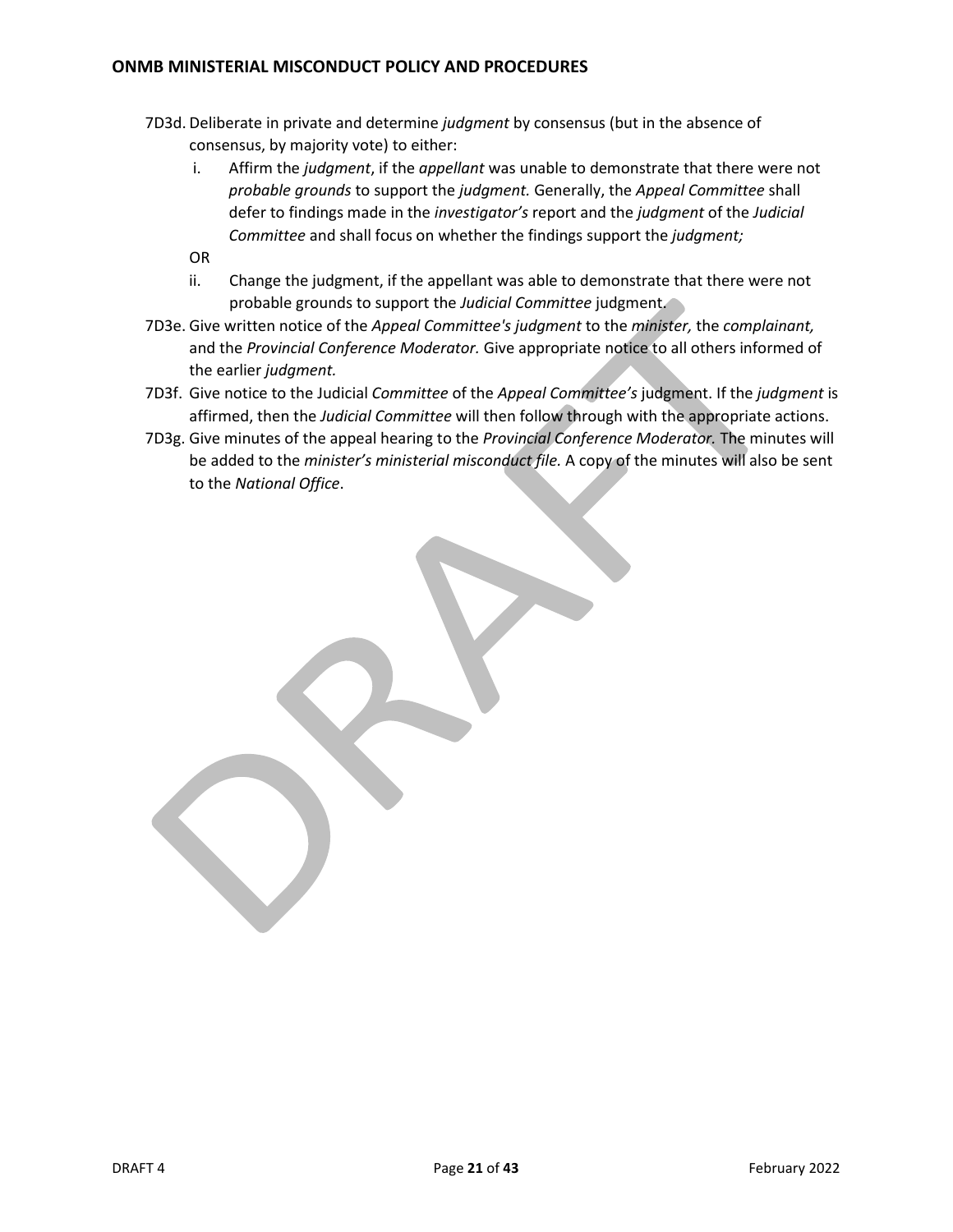7D3d. Deliberate in private and determine *judgment* by consensus (but in the absence of consensus, by majority vote) to either:

i. Affirm the *judgment*, if the *appellant* was unable to demonstrate that there were not *probable grounds* to support the *judgment.* Generally, the *Appeal Committee* shall defer to findings made in the *investigator's* report and the *judgment* of the *Judicial Committee* and shall focus on whether the findings support the *judgment;*

OR

ii. Change the judgment, if the appellant was able to demonstrate that there were not probable grounds to support the *Judicial Committee* judgment.

7D3e. Give written notice of the *Appeal Committee's judgment* to the *minister,* the *complainant,* and the *Provincial Conference Moderator.* Give appropriate notice to all others informed of the earlier *judgment.*

7D3f. Give notice to the Judicial *Committee* of the *Appeal Committee's* judgment. If the *judgment* is affirmed, then the *Judicial Committee* will then follow through with the appropriate actions.

7D3g. Give minutes of the appeal hearing to the *Provincial Conference Moderator.* The minutes will be added to the *minister's ministerial misconduct file.* A copy of the minutes will also be sent to the *National Office*.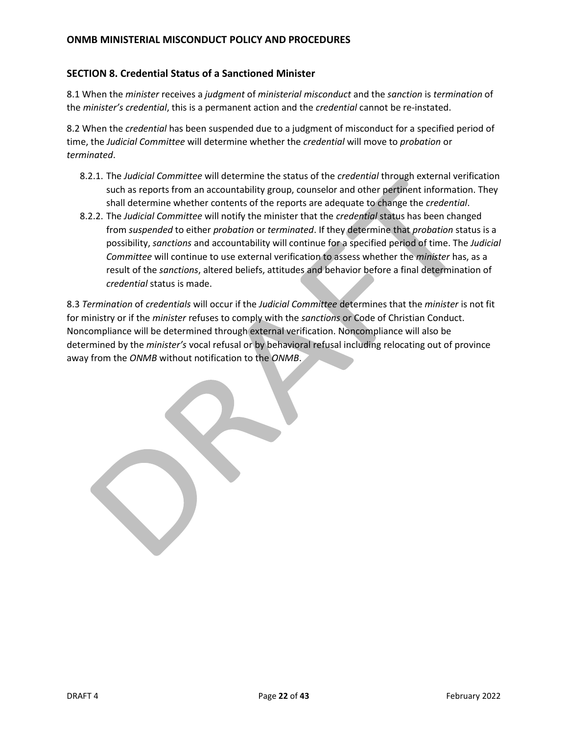## SECTION 8. Credential Status of a Sanctioned Minister

8.1 When the *minister* receives a *judgment* of *ministerial misconduct* and the *sanction* is *termination* of the *minister's credential*, this is a permanent action and the *credential* cannot be re-instated.

8.2 When the *credential* has been suspended due to a judgment of misconduct for a specified period of time, the *Judicial Committee* will determine whether the *credential* will move to *probation* or *terminated*.

- 8.2.1. The *Judicial Committee* will determine the status of the *credential* through external verification such as reports from an accountability group, counselor and other pertinent information. They shall determine whether contents of the reports are adequate to change the *credential*.
- 8.2.2. The *Judicial Committee* will notify the minister that the *credential* status has been changed from *suspended* to either *probation* or *terminated*. If they determine that *probation* status is a possibility, *sanctions* and accountability will continue for a specified period of time. The *Judicial Committee* will continue to use external verification to assess whether the *minister* has, as a result of the *sanctions*, altered beliefs, attitudes and behavior before a final determination of *credential* status is made.

8.3 *Termination* of *credentials* will occur if the *Judicial Committee* determines that the *minister* is not fit for ministry or if the *minister* refuses to comply with the *sanctions* or Code of Christian Conduct. Noncompliance will be determined through external verification. Noncompliance will also be determined by the *minister's* vocal refusal or by behavioral refusal including relocating out of province away from the *ONMB* without notification to the *ONMB*.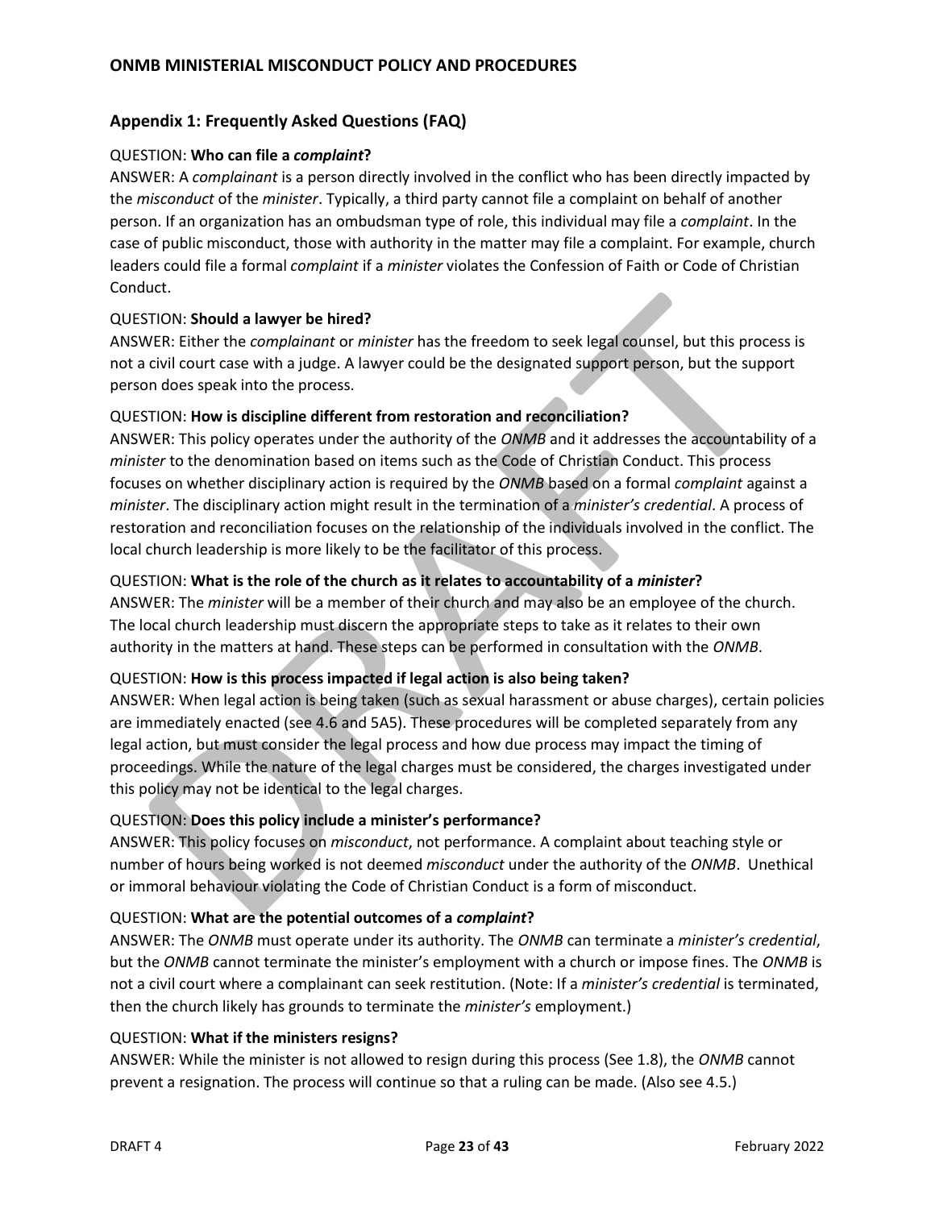## Appendix 1: Frequently Asked Questions (FAQ)

QUESTION: **Who can file a *complaint*?**
ANSWER: A *complainant* is a person directly involved in the conflict who has been directly impacted by the *misconduct* of the *minister*. Typically, a third party cannot file a complaint on behalf of another person. If an organization has an ombudsman type of role, this individual may file a *complaint*. In the case of public misconduct, those with authority in the matter may file a complaint. For example, church leaders could file a formal *complaint* if a *minister* violates the Confession of Faith or Code of Christian Conduct.

QUESTION: **Should a lawyer be hired?**
ANSWER: Either the *complainant* or *minister* has the freedom to seek legal counsel, but this process is not a civil court case with a judge. A lawyer could be the designated support person, but the support person does speak into the process.

QUESTION: **How is discipline different from restoration and reconciliation?**
ANSWER: This policy operates under the authority of the *ONMB* and it addresses the accountability of a *minister* to the denomination based on items such as the Code of Christian Conduct. This process focuses on whether disciplinary action is required by the *ONMB* based on a formal *complaint* against a *minister*. The disciplinary action might result in the termination of a *minister's credential*. A process of restoration and reconciliation focuses on the relationship of the individuals involved in the conflict. The local church leadership is more likely to be the facilitator of this process.

QUESTION: **What is the role of the church as it relates to accountability of a *minister*?**
ANSWER: The *minister* will be a member of their church and may also be an employee of the church. The local church leadership must discern the appropriate steps to take as it relates to their own authority in the matters at hand. These steps can be performed in consultation with the *ONMB*.

QUESTION: **How is this process impacted if legal action is also being taken?**
ANSWER: When legal action is being taken (such as sexual harassment or abuse charges), certain policies are immediately enacted (see 4.6 and 5A5). These procedures will be completed separately from any legal action, but must consider the legal process and how due process may impact the timing of proceedings. While the nature of the legal charges must be considered, the charges investigated under this policy may not be identical to the legal charges.

QUESTION: **Does this policy include a minister's performance?**
ANSWER: This policy focuses on *misconduct*, not performance. A complaint about teaching style or number of hours being worked is not deemed *misconduct* under the authority of the *ONMB*. Unethical or immoral behaviour violating the Code of Christian Conduct is a form of misconduct.

QUESTION: **What are the potential outcomes of a *complaint*?**
ANSWER: The *ONMB* must operate under its authority. The *ONMB* can terminate a *minister's credential*, but the *ONMB* cannot terminate the minister's employment with a church or impose fines. The *ONMB* is not a civil court where a complainant can seek restitution. (Note: If a *minister's credential* is terminated, then the church likely has grounds to terminate the *minister's* employment.)

QUESTION: **What if the ministers resigns?**
ANSWER: While the minister is not allowed to resign during this process (See 1.8), the *ONMB* cannot prevent a resignation. The process will continue so that a ruling can be made. (Also see 4.5.)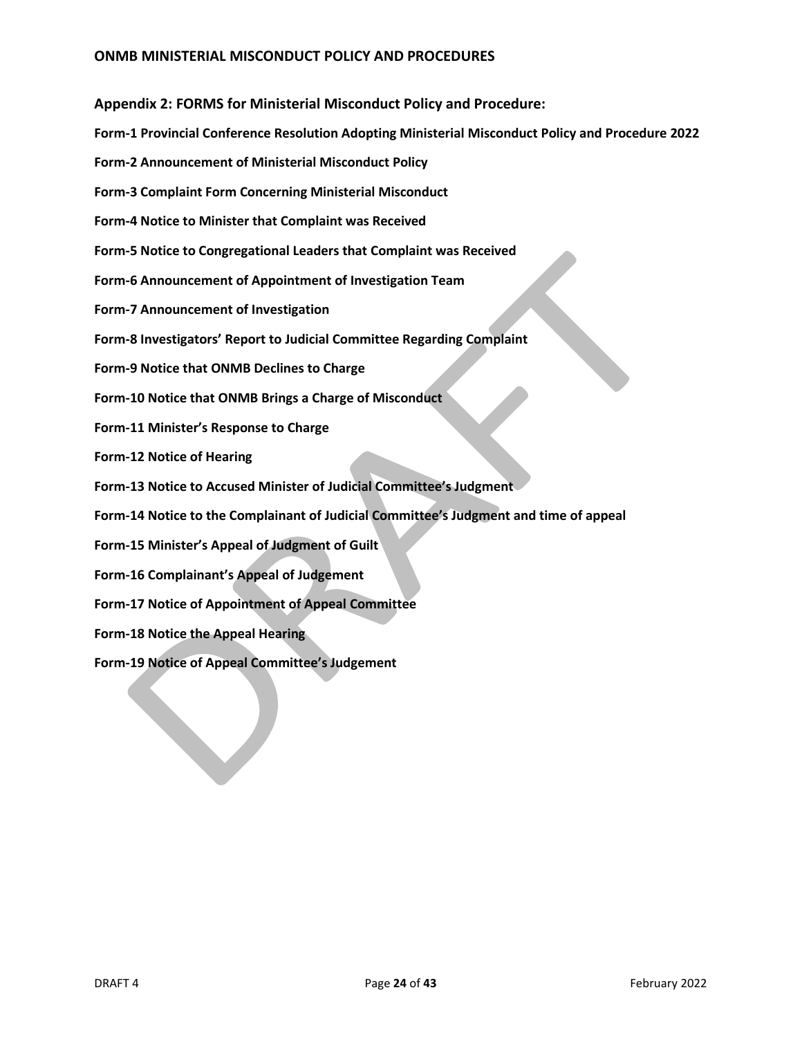## Appendix 2: FORMS for Ministerial Misconduct Policy and Procedure:

**Form-1 Provincial Conference Resolution Adopting Ministerial Misconduct Policy and Procedure 2022**

**Form-2 Announcement of Ministerial Misconduct Policy**

**Form-3 Complaint Form Concerning Ministerial Misconduct**

**Form-4 Notice to Minister that Complaint was Received**

**Form-5 Notice to Congregational Leaders that Complaint was Received**

**Form-6 Announcement of Appointment of Investigation Team**

**Form-7 Announcement of Investigation**

**Form-8 Investigators' Report to Judicial Committee Regarding Complaint**

**Form-9 Notice that ONMB Declines to Charge**

**Form-10 Notice that ONMB Brings a Charge of Misconduct**

**Form-11 Minister's Response to Charge**

**Form-12 Notice of Hearing**

**Form-13 Notice to Accused Minister of Judicial Committee's Judgment**

**Form-14 Notice to the Complainant of Judicial Committee's Judgment and time of appeal**

**Form-15 Minister's Appeal of Judgment of Guilt**

**Form-16 Complainant's Appeal of Judgement**

**Form-17 Notice of Appointment of Appeal Committee**

**Form-18 Notice the Appeal Hearing**

**Form-19 Notice of Appeal Committee's Judgement**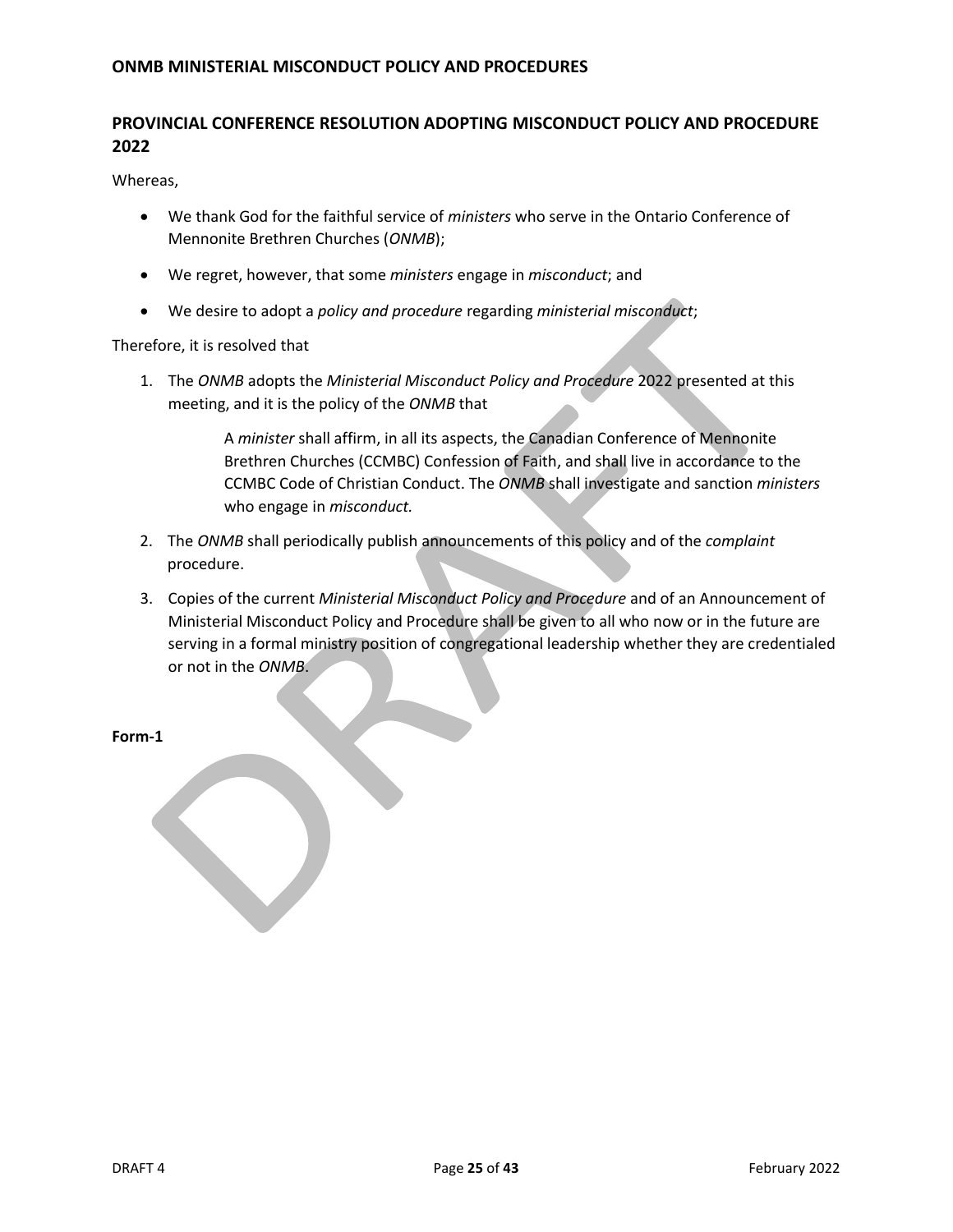## PROVINCIAL CONFERENCE RESOLUTION ADOPTING MISCONDUCT POLICY AND PROCEDURE 2022

Whereas,

- We thank God for the faithful service of *ministers* who serve in the Ontario Conference of Mennonite Brethren Churches (*ONMB*);
- We regret, however, that some *ministers* engage in *misconduct*; and
- We desire to adopt a *policy and procedure* regarding *ministerial misconduct*;

Therefore, it is resolved that

1. The *ONMB* adopts the *Ministerial Misconduct Policy and Procedure* 2022 presented at this meeting, and it is the policy of the *ONMB* that

   > A *minister* shall affirm, in all its aspects, the Canadian Conference of Mennonite Brethren Churches (CCMBC) Confession of Faith, and shall live in accordance to the CCMBC Code of Christian Conduct. The *ONMB* shall investigate and sanction *ministers* who engage in *misconduct.*

2. The *ONMB* shall periodically publish announcements of this policy and of the *complaint* procedure.
3. Copies of the current *Ministerial Misconduct Policy and Procedure* and of an Announcement of Ministerial Misconduct Policy and Procedure shall be given to all who now or in the future are serving in a formal ministry position of congregational leadership whether they are credentialed or not in the *ONMB*.

**Form-1**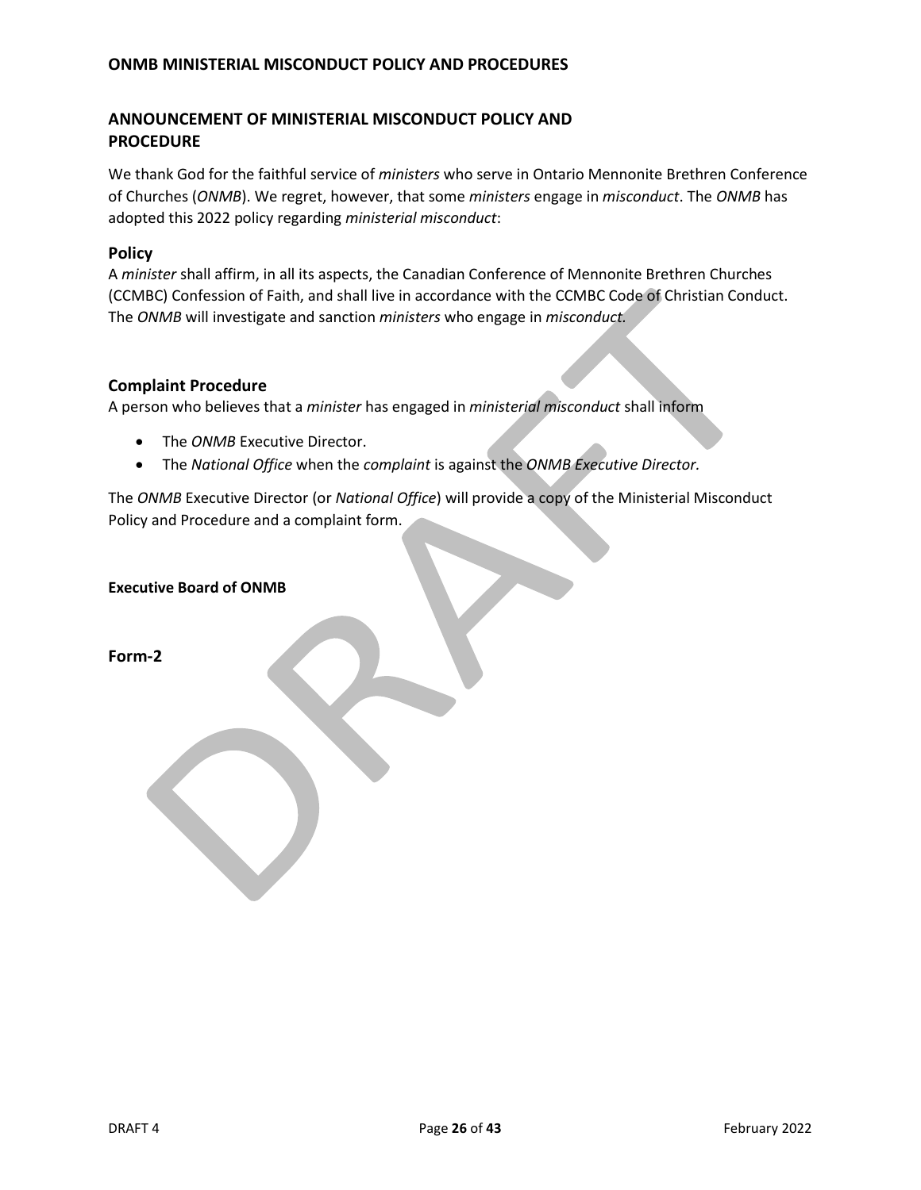## ANNOUNCEMENT OF MINISTERIAL MISCONDUCT POLICY AND PROCEDURE

We thank God for the faithful service of *ministers* who serve in Ontario Mennonite Brethren Conference of Churches (*ONMB*). We regret, however, that some *ministers* engage in *misconduct*. The *ONMB* has adopted this 2022 policy regarding *ministerial misconduct*:

### Policy

A *minister* shall affirm, in all its aspects, the Canadian Conference of Mennonite Brethren Churches (CCMBC) Confession of Faith, and shall live in accordance with the CCMBC Code of Christian Conduct. The *ONMB* will investigate and sanction *ministers* who engage in *misconduct.*

### Complaint Procedure

A person who believes that a *minister* has engaged in *ministerial misconduct* shall inform

- The *ONMB* Executive Director.
- The *National Office* when the *complaint* is against the *ONMB Executive Director.*

The *ONMB* Executive Director (or *National Office*) will provide a copy of the Ministerial Misconduct Policy and Procedure and a complaint form.

**Executive Board of ONMB**

### Form-2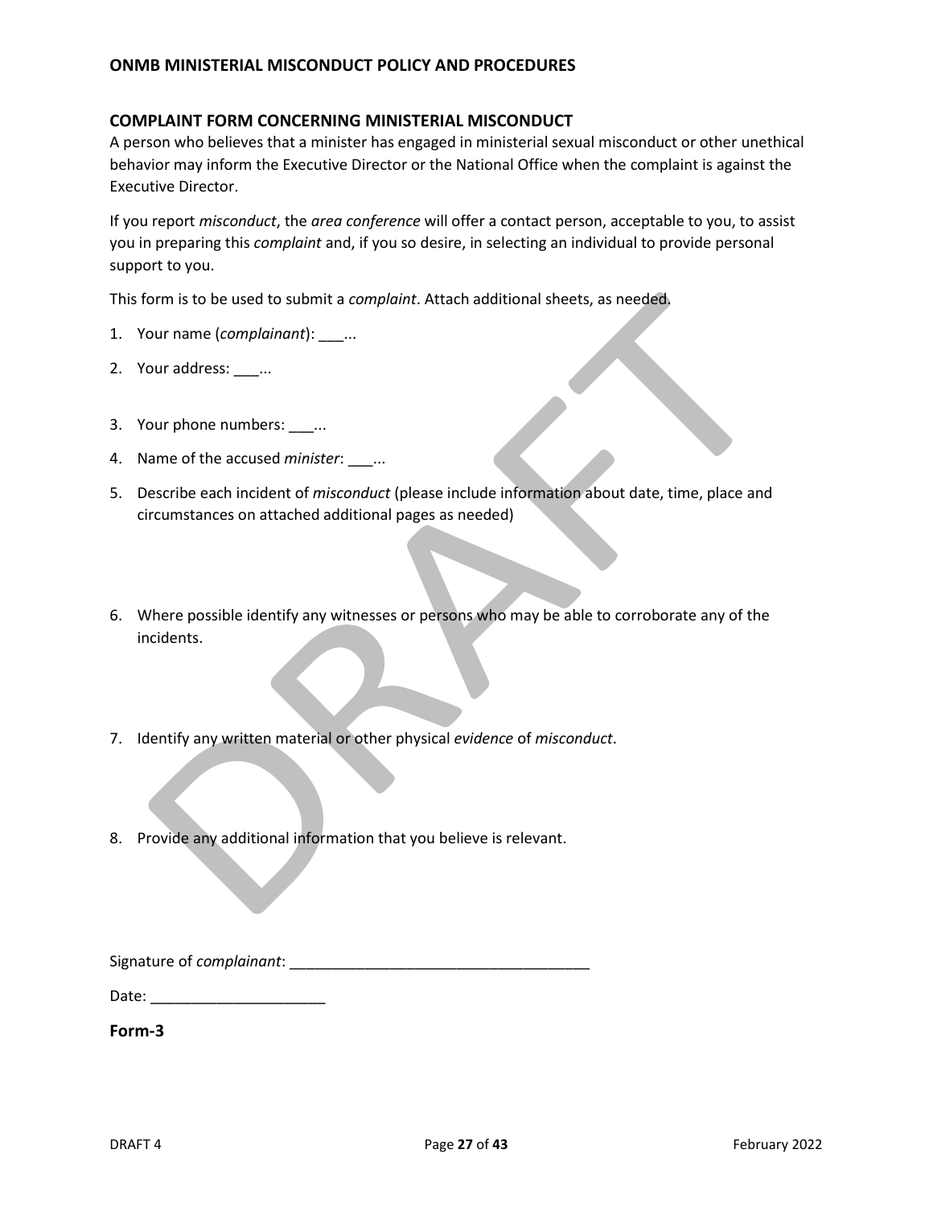## COMPLAINT FORM CONCERNING MINISTERIAL MISCONDUCT

A person who believes that a minister has engaged in ministerial sexual misconduct or other unethical behavior may inform the Executive Director or the National Office when the complaint is against the Executive Director.

If you report *misconduct*, the *area conference* will offer a contact person, acceptable to you, to assist you in preparing this *complaint* and, if you so desire, in selecting an individual to provide personal support to you.

This form is to be used to submit a *complaint*. Attach additional sheets, as needed.

1. Your name (*complainant*): ___...
2. Your address: ___...
3. Your phone numbers: ___...
4. Name of the accused *minister*: ___...
5. Describe each incident of *misconduct* (please include information about date, time, place and circumstances on attached additional pages as needed)
6. Where possible identify any witnesses or persons who may be able to corroborate any of the incidents.
7. Identify any written material or other physical *evidence* of *misconduct*.
8. Provide any additional information that you believe is relevant.

Signature of *complainant*: ____________________________________

Date: _____________________

**Form-3**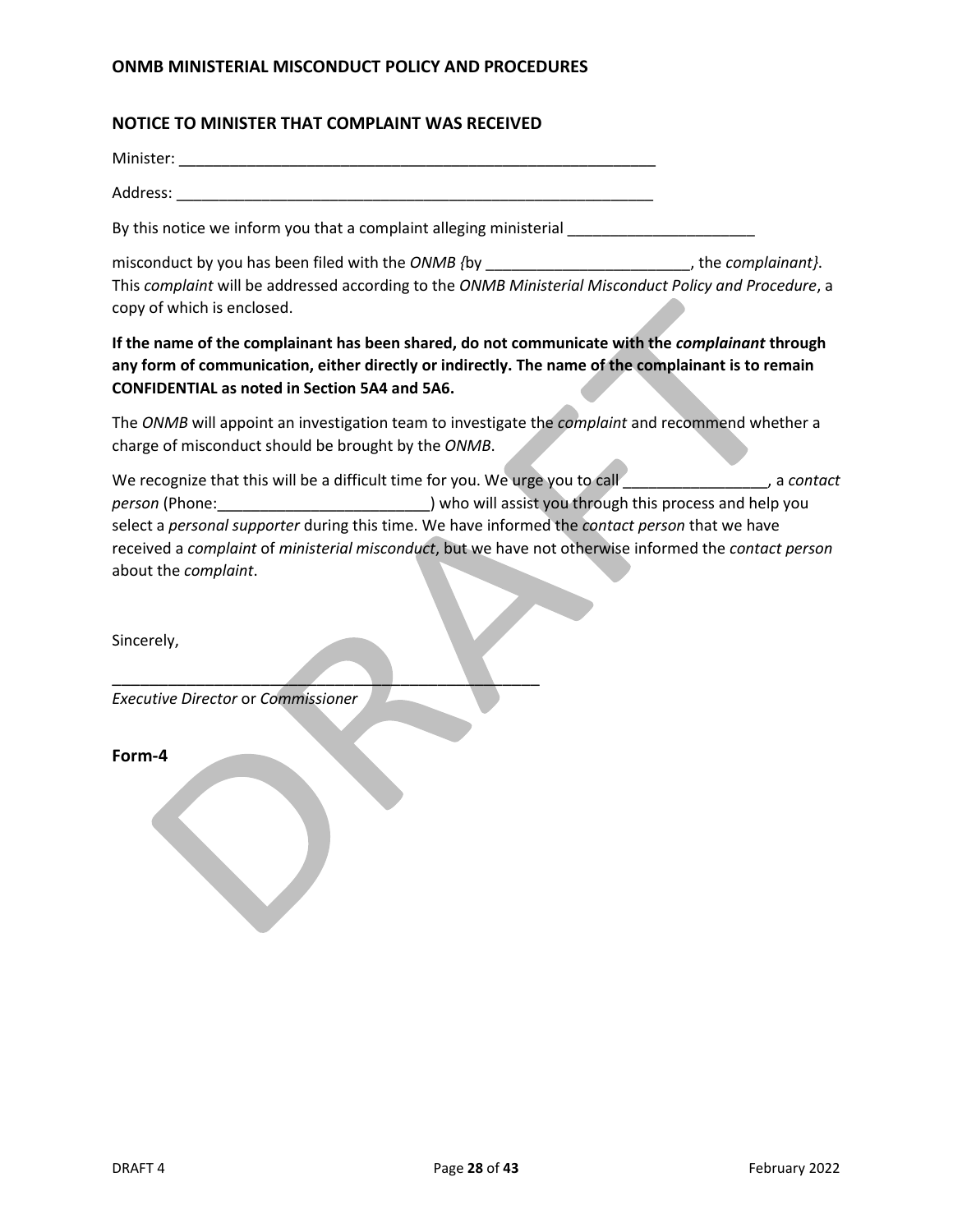## NOTICE TO MINISTER THAT COMPLAINT WAS RECEIVED

Minister: ___________________________________________________________

Address: ___________________________________________________________

By this notice we inform you that a complaint alleging ministerial ______________________

misconduct by you has been filed with the *ONMB {*by ________________________, the *complainant}*. This *complaint* will be addressed according to the *ONMB Ministerial Misconduct Policy and Procedure*, a copy of which is enclosed.

**If the name of the complainant has been shared, do not communicate with the *complainant* through any form of communication, either directly or indirectly. The name of the complainant is to remain CONFIDENTIAL as noted in Section 5A4 and 5A6.**

The *ONMB* will appoint an investigation team to investigate the *complaint* and recommend whether a charge of misconduct should be brought by the *ONMB*.

We recognize that this will be a difficult time for you. We urge you to call ________________, a *contact person* (Phone:________________________) who will assist you through this process and help you select a *personal supporter* during this time. We have informed the *contact person* that we have received a *complaint* of *ministerial misconduct*, but we have not otherwise informed the *contact person* about the *complaint*.

Sincerely,

___________________________________________________
*Executive Director* or *Commissioner*

**Form-4**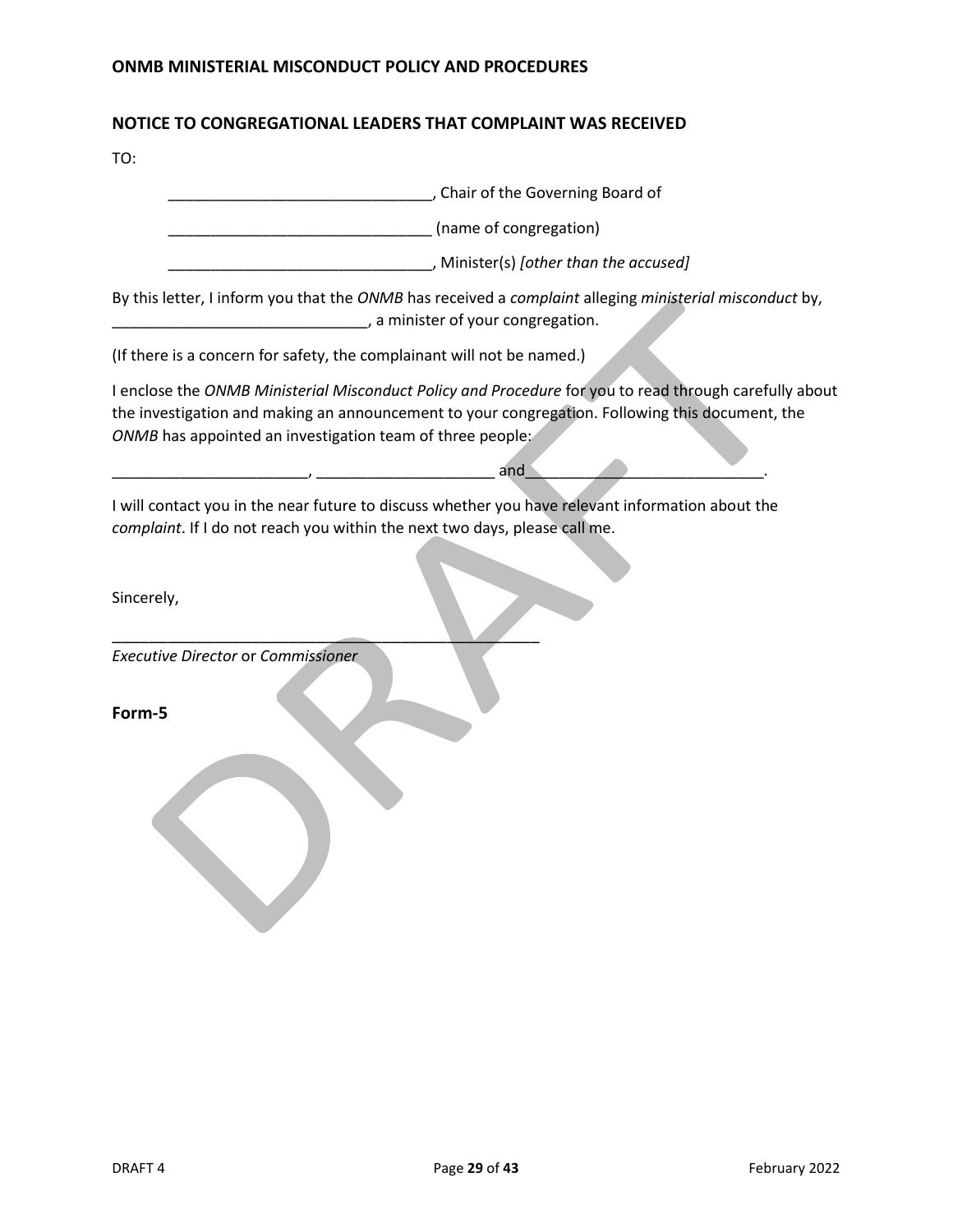## NOTICE TO CONGREGATIONAL LEADERS THAT COMPLAINT WAS RECEIVED

TO:

_______________________________, Chair of the Governing Board of

_______________________________ (name of congregation)

_______________________________, Minister(s) *[other than the accused]*

By this letter, I inform you that the *ONMB* has received a *complaint* alleging *ministerial misconduct* by, ______________________________, a minister of your congregation.

(If there is a concern for safety, the complainant will not be named.)

I enclose the *ONMB Ministerial Misconduct Policy and Procedure* for you to read through carefully about the investigation and making an announcement to your congregation. Following this document, the *ONMB* has appointed an investigation team of three people:

______________________, ____________________ and____________________________.

I will contact you in the near future to discuss whether you have relevant information about the *complaint*. If I do not reach you within the next two days, please call me.

Sincerely,

__________________________________________________

*Executive Director* or *Commissioner*

**Form-5**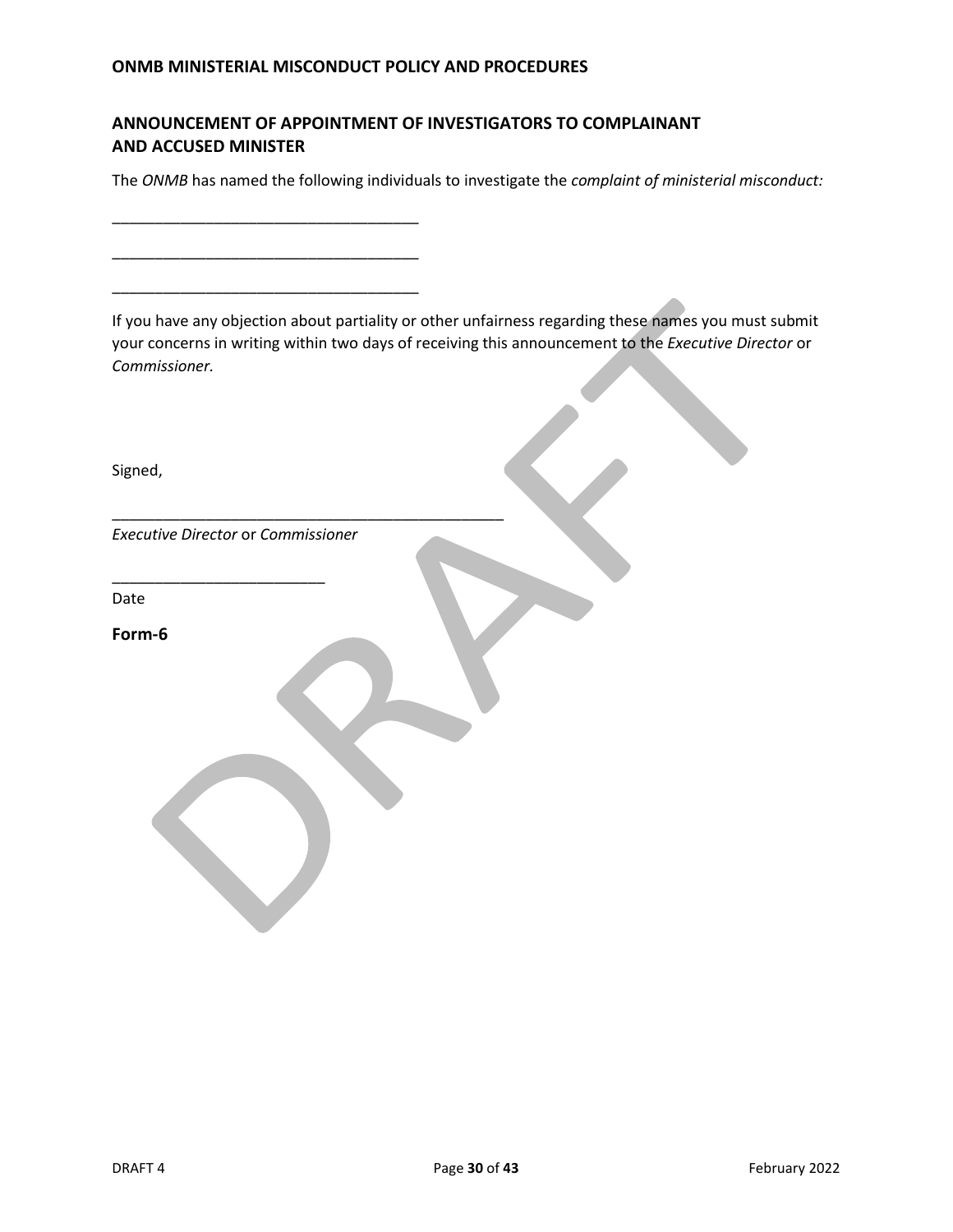## ANNOUNCEMENT OF APPOINTMENT OF INVESTIGATORS TO COMPLAINANT AND ACCUSED MINISTER

The *ONMB* has named the following individuals to investigate the *complaint of ministerial misconduct:*

_____________________________________

_____________________________________

_____________________________________

If you have any objection about partiality or other unfairness regarding these names you must submit your concerns in writing within two days of receiving this announcement to the *Executive Director* or *Commissioner*.

Signed,

_______________________________________________
*Executive Director* or *Commissioner*

_________________________
Date

**Form-6**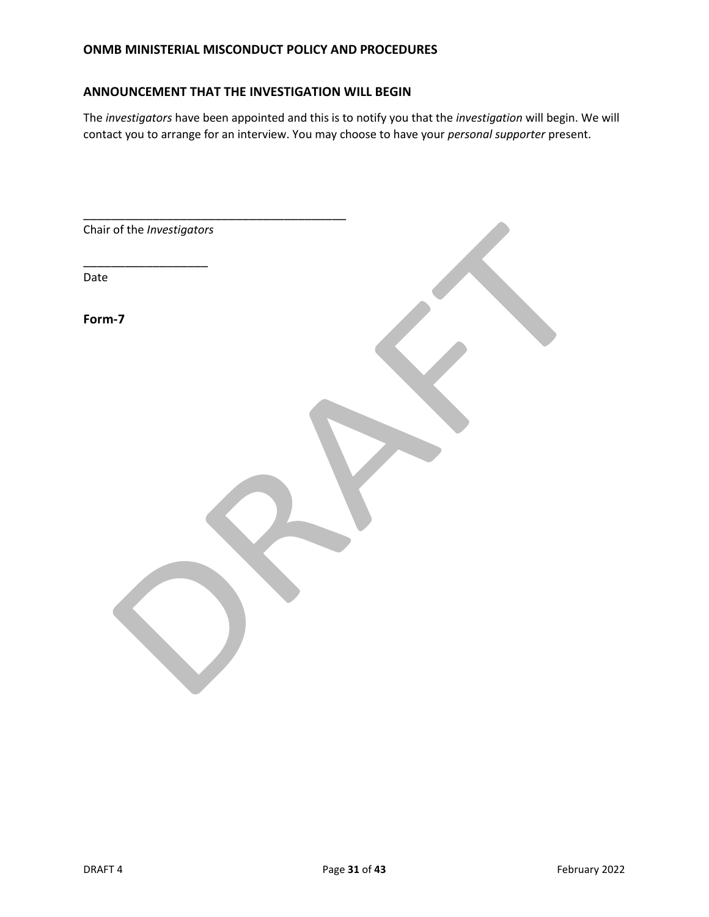## ANNOUNCEMENT THAT THE INVESTIGATION WILL BEGIN

The *investigators* have been appointed and this is to notify you that the *investigation* will begin. We will contact you to arrange for an interview. You may choose to have your *personal supporter* present.

\_\_\_\_\_\_\_\_\_\_\_\_\_\_\_\_\_\_\_\_\_\_\_\_\_\_\_\_\_\_\_\_\_\_\_\_\_\_\_\_\_\_
Chair of the *Investigators*

\_\_\_\_\_\_\_\_\_\_\_\_\_\_\_\_\_\_\_\_
Date

**Form-7**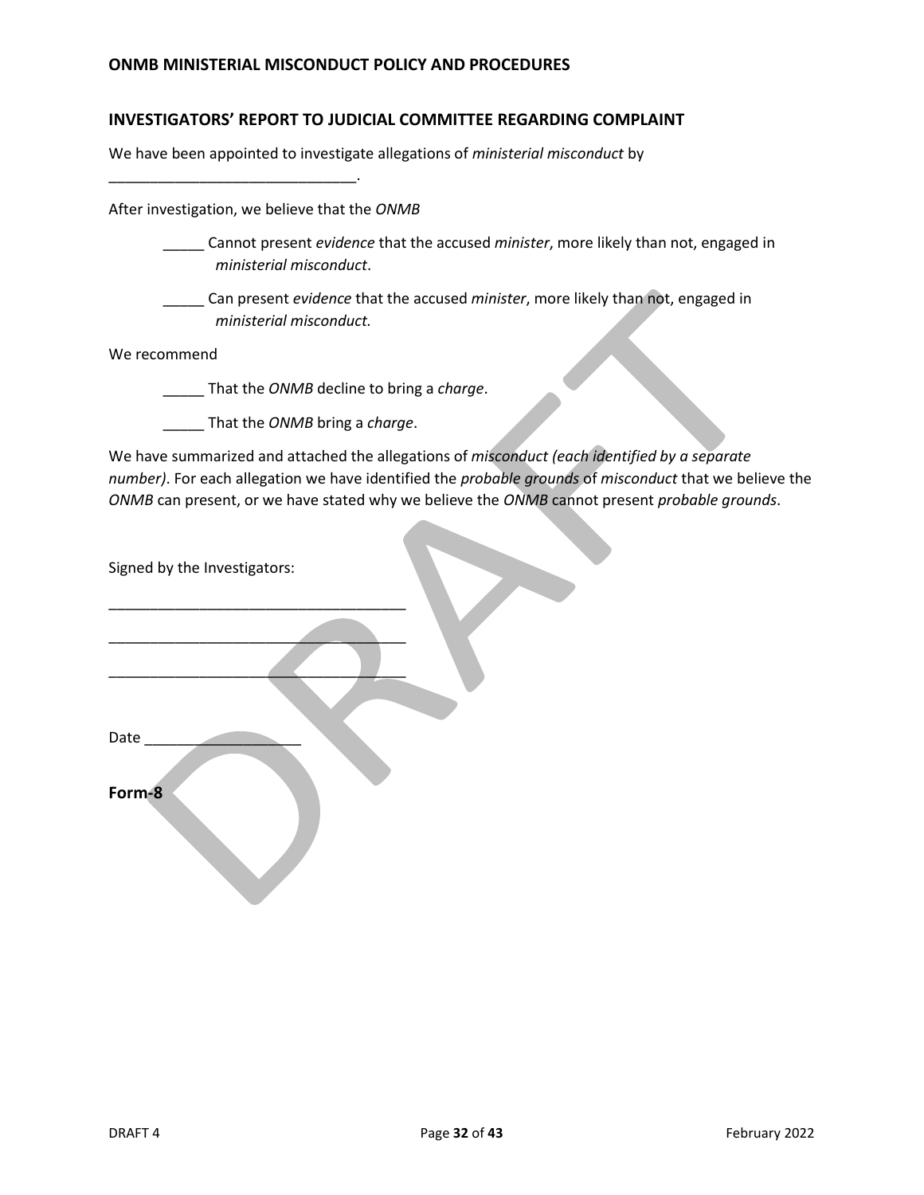## INVESTIGATORS' REPORT TO JUDICIAL COMMITTEE REGARDING COMPLAINT

We have been appointed to investigate allegations of *ministerial misconduct* by ______________________________.

After investigation, we believe that the *ONMB*

_____ Cannot present *evidence* that the accused *minister*, more likely than not, engaged in *ministerial misconduct*.

_____ Can present *evidence* that the accused *minister*, more likely than not, engaged in *ministerial misconduct.*

We recommend

_____ That the *ONMB* decline to bring a *charge*.

_____ That the *ONMB* bring a *charge*.

We have summarized and attached the allegations of *misconduct (each identified by a separate number)*. For each allegation we have identified the *probable grounds* of *misconduct* that we believe the *ONMB* can present, or we have stated why we believe the *ONMB* cannot present *probable grounds*.

Signed by the Investigators:

___________________________________

___________________________________

___________________________________

Date ___________________

**Form-8**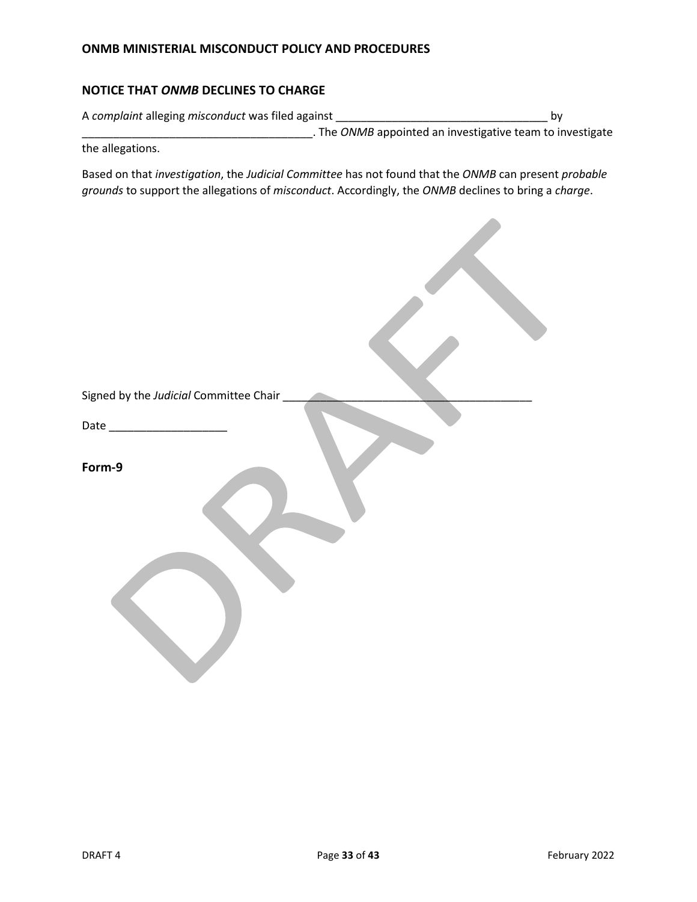## NOTICE THAT *ONMB* DECLINES TO CHARGE

A *complaint* alleging *misconduct* was filed against ___________________________________ by ______________________________________. The *ONMB* appointed an investigative team to investigate the allegations.

Based on that *investigation*, the *Judicial Committee* has not found that the *ONMB* can present *probable grounds* to support the allegations of *misconduct*. Accordingly, the *ONMB* declines to bring a *charge*.

Signed by the *Judicial* Committee Chair ________________________________________

Date ___________________

**Form-9**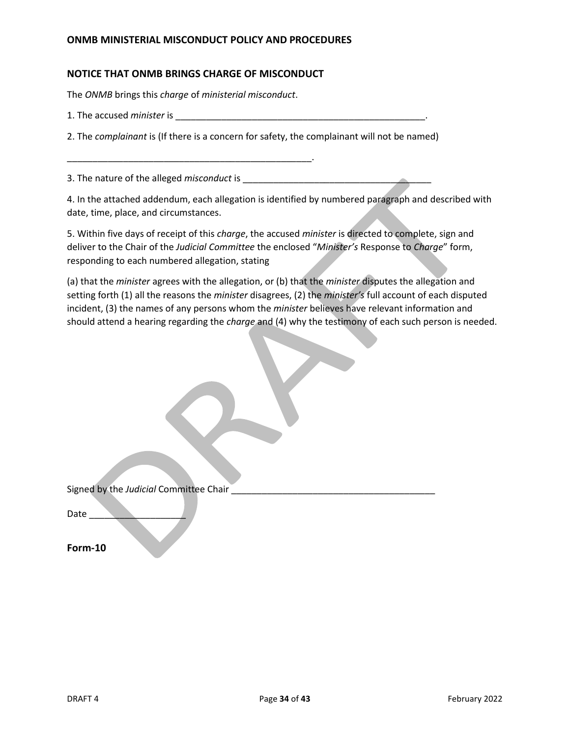## NOTICE THAT ONMB BRINGS CHARGE OF MISCONDUCT

The *ONMB* brings this *charge* of *ministerial misconduct*.

1. The accused *minister* is ___________________________________________________.

2. The *complainant* is (If there is a concern for safety, the complainant will not be named)

__________________________________________________.

3. The nature of the alleged *misconduct* is _____________________________________

4. In the attached addendum, each allegation is identified by numbered paragraph and described with date, time, place, and circumstances.

5. Within five days of receipt of this *charge*, the accused *minister* is directed to complete, sign and deliver to the Chair of the *Judicial Committee* the enclosed "*Minister's* Response to *Charge*" form, responding to each numbered allegation, stating

(a) that the *minister* agrees with the allegation, or (b) that the *minister* disputes the allegation and setting forth (1) all the reasons the *minister* disagrees, (2) the *minister's* full account of each disputed incident, (3) the names of any persons whom the *minister* believes have relevant information and should attend a hearing regarding the *charge* and (4) why the testimony of each such person is needed.

Signed by the *Judicial* Committee Chair _________________________________________

Date ___________________

**Form-10**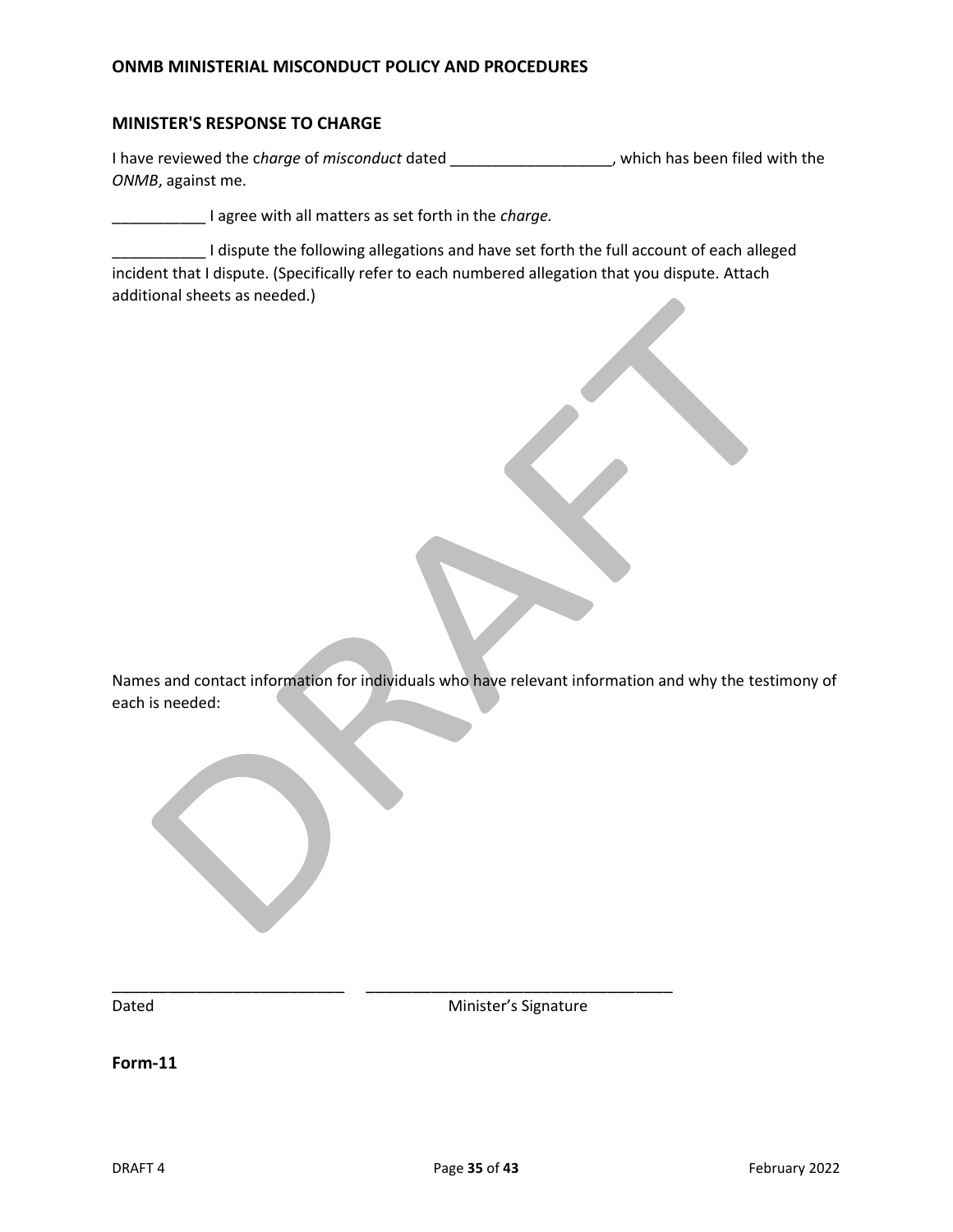## MINISTER'S RESPONSE TO CHARGE

I have reviewed the *charge* of *misconduct* dated ___________________, which has been filed with the *ONMB*, against me.

___________ I agree with all matters as set forth in the *charge.*

___________ I dispute the following allegations and have set forth the full account of each alleged incident that I dispute. (Specifically refer to each numbered allegation that you dispute. Attach additional sheets as needed.)

Names and contact information for individuals who have relevant information and why the testimony of each is needed:

___________________________ &nbsp;&nbsp;&nbsp; ____________________________________

Dated &nbsp;&nbsp;&nbsp;&nbsp;&nbsp;&nbsp;&nbsp;&nbsp;&nbsp;&nbsp;&nbsp;&nbsp;&nbsp;&nbsp;&nbsp;&nbsp;&nbsp;&nbsp;&nbsp;&nbsp;&nbsp;&nbsp;&nbsp;&nbsp;&nbsp;&nbsp;&nbsp;&nbsp;&nbsp;&nbsp; Minister's Signature

**Form-11**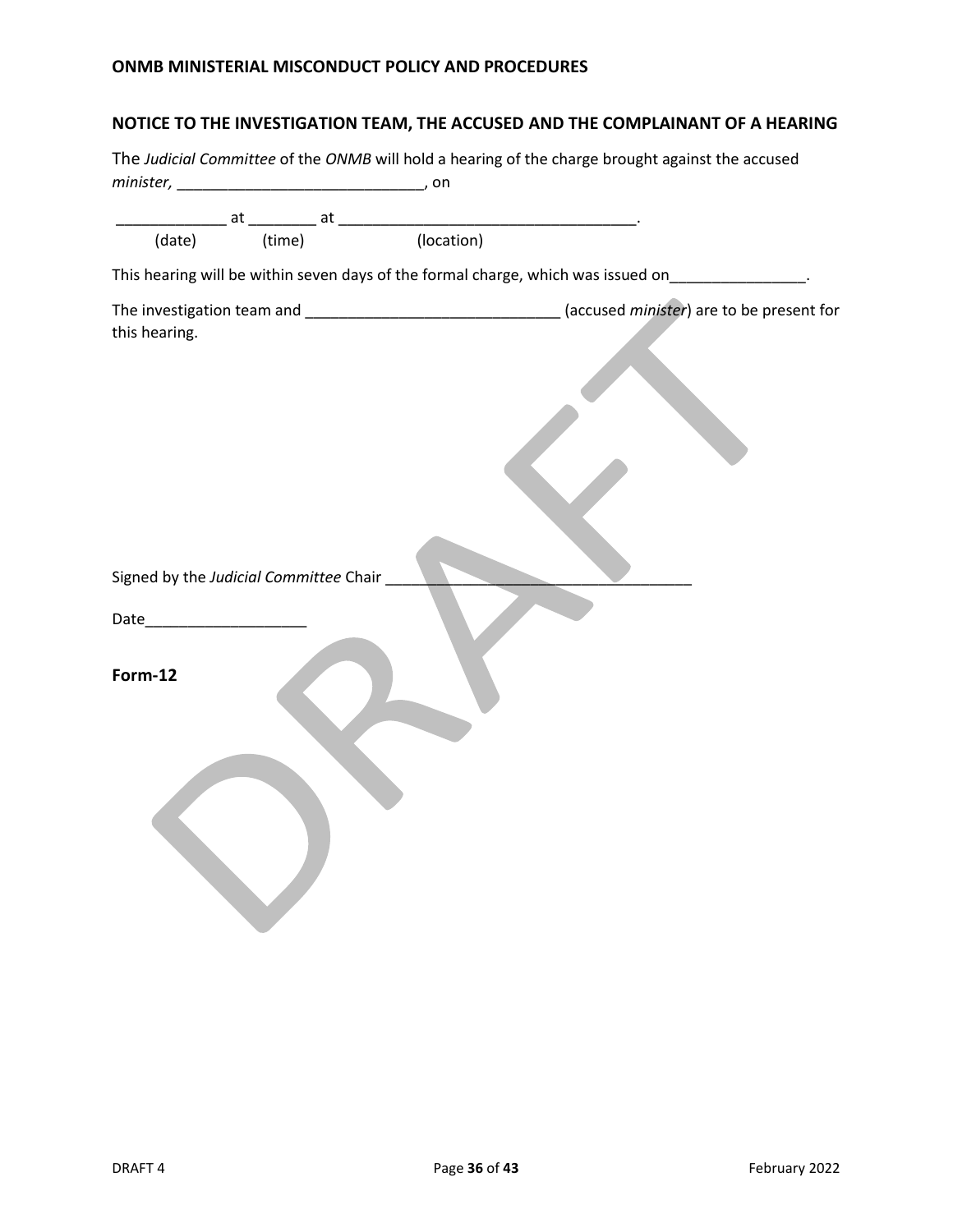## NOTICE TO THE INVESTIGATION TEAM, THE ACCUSED AND THE COMPLAINANT OF A HEARING

The *Judicial Committee* of the *ONMB* will hold a hearing of the charge brought against the accused *minister,* _____________________________, on

_____________ at ________ at ____________________________________.
(date) (time) (location)

This hearing will be within seven days of the formal charge, which was issued on________________.

The investigation team and ______________________________ (accused *minister*) are to be present for this hearing.

Signed by the *Judicial Committee* Chair ______________________________________

Date___________________

**Form-12**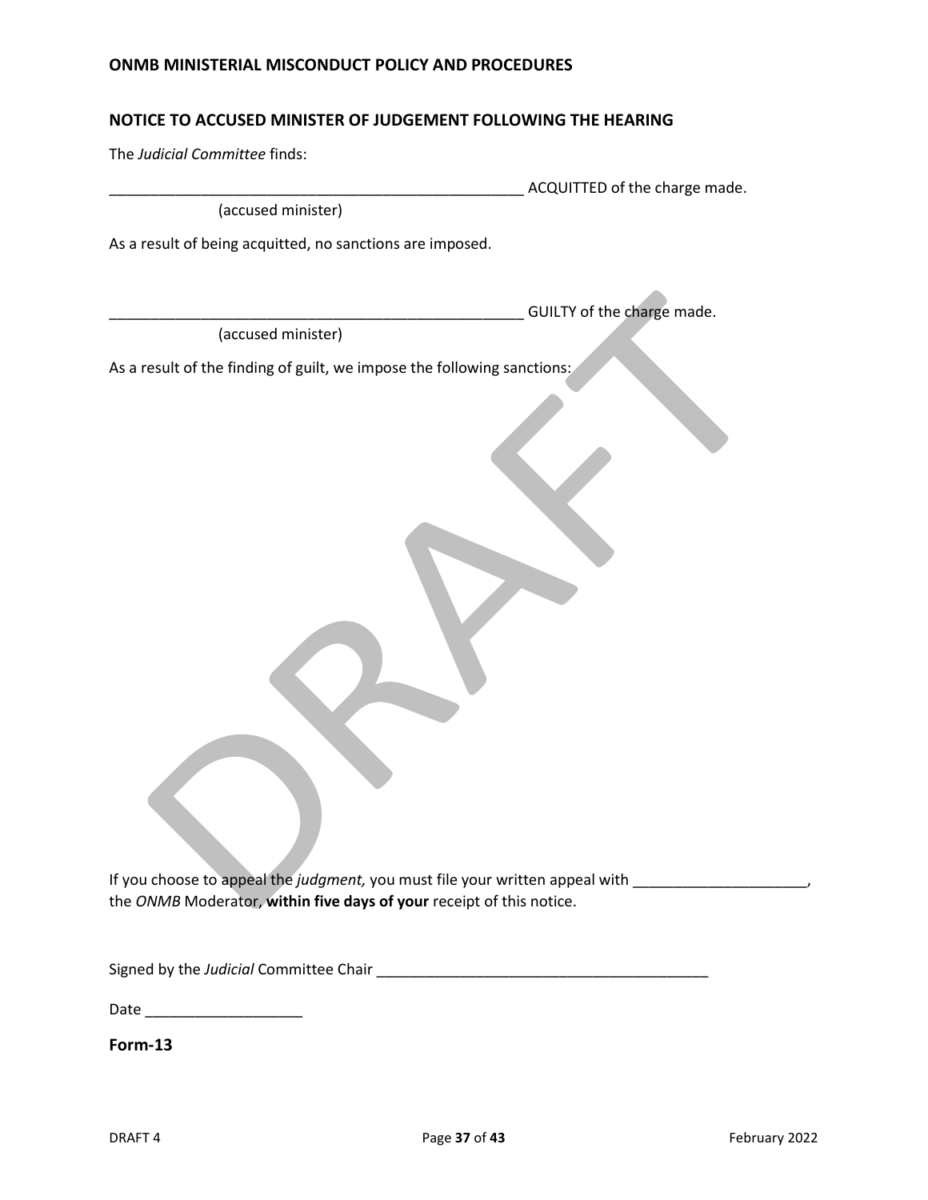**ONMB MINISTERIAL MISCONDUCT POLICY AND PROCEDURES**

## NOTICE TO ACCUSED MINISTER OF JUDGEMENT FOLLOWING THE HEARING

The *Judicial Committee* finds:

____________________________________________________ ACQUITTED of the charge made.
(accused minister)

As a result of being acquitted, no sanctions are imposed.

____________________________________________________ GUILTY of the charge made.
(accused minister)

As a result of the finding of guilt, we impose the following sanctions:

If you choose to appeal the *judgment,* you must file your written appeal with _____________________, the *ONMB* Moderator, **within five days of your** receipt of this notice.

Signed by the *Judicial* Committee Chair __________________________________________

Date ___________________

**Form-13**

DRAFT 4 February 2022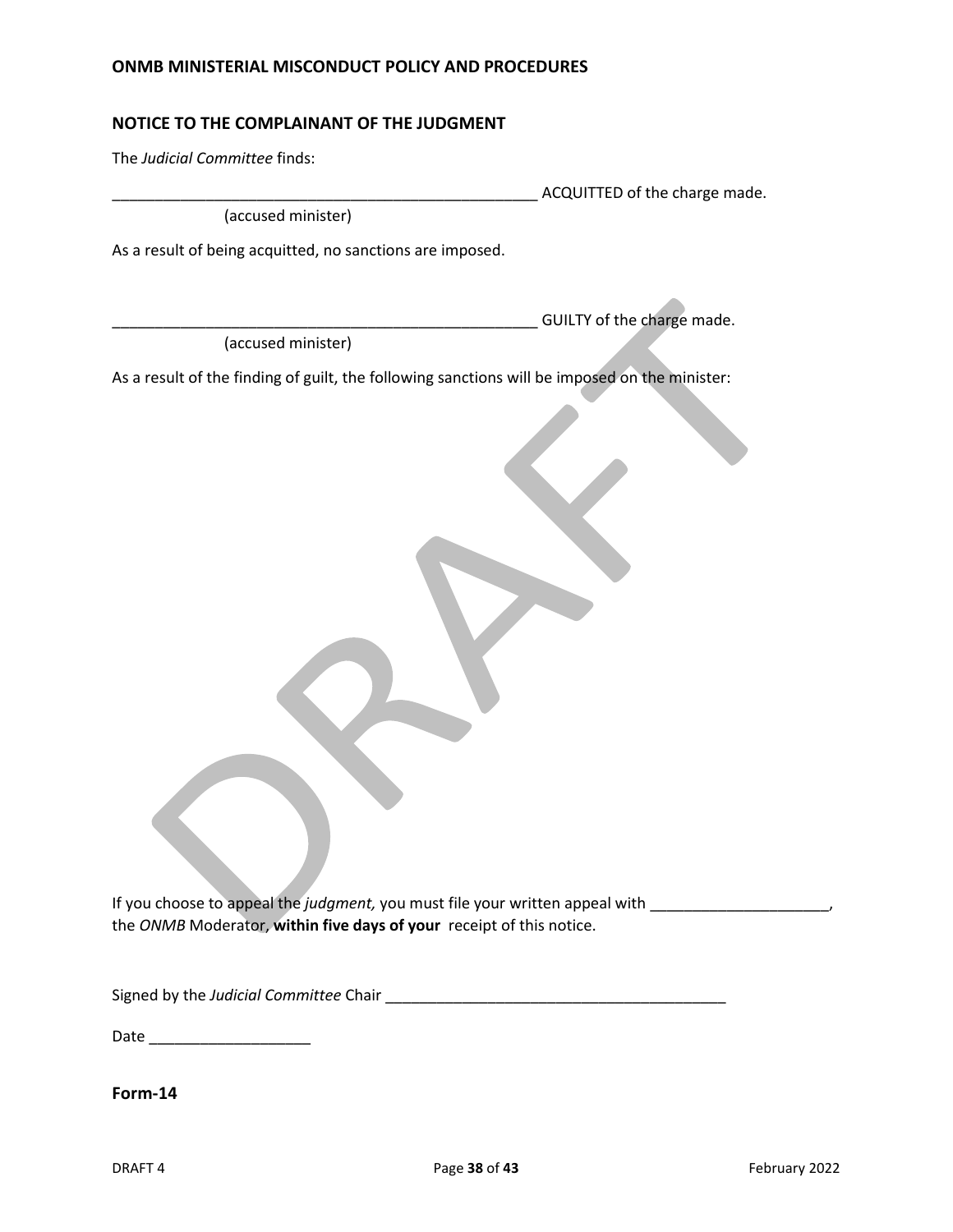## NOTICE TO THE COMPLAINANT OF THE JUDGMENT

The *Judicial Committee* finds:

____________________________________________________ ACQUITTED of the charge made.
(accused minister)

As a result of being acquitted, no sanctions are imposed.

____________________________________________________ GUILTY of the charge made.
(accused minister)

As a result of the finding of guilt, the following sanctions will be imposed on the minister:

If you choose to appeal the *judgment,* you must file your written appeal with _____________________, the *ONMB* Moderator, **within five days of your** receipt of this notice.

Signed by the *Judicial Committee* Chair __________________________________________

Date ___________________

**Form-14**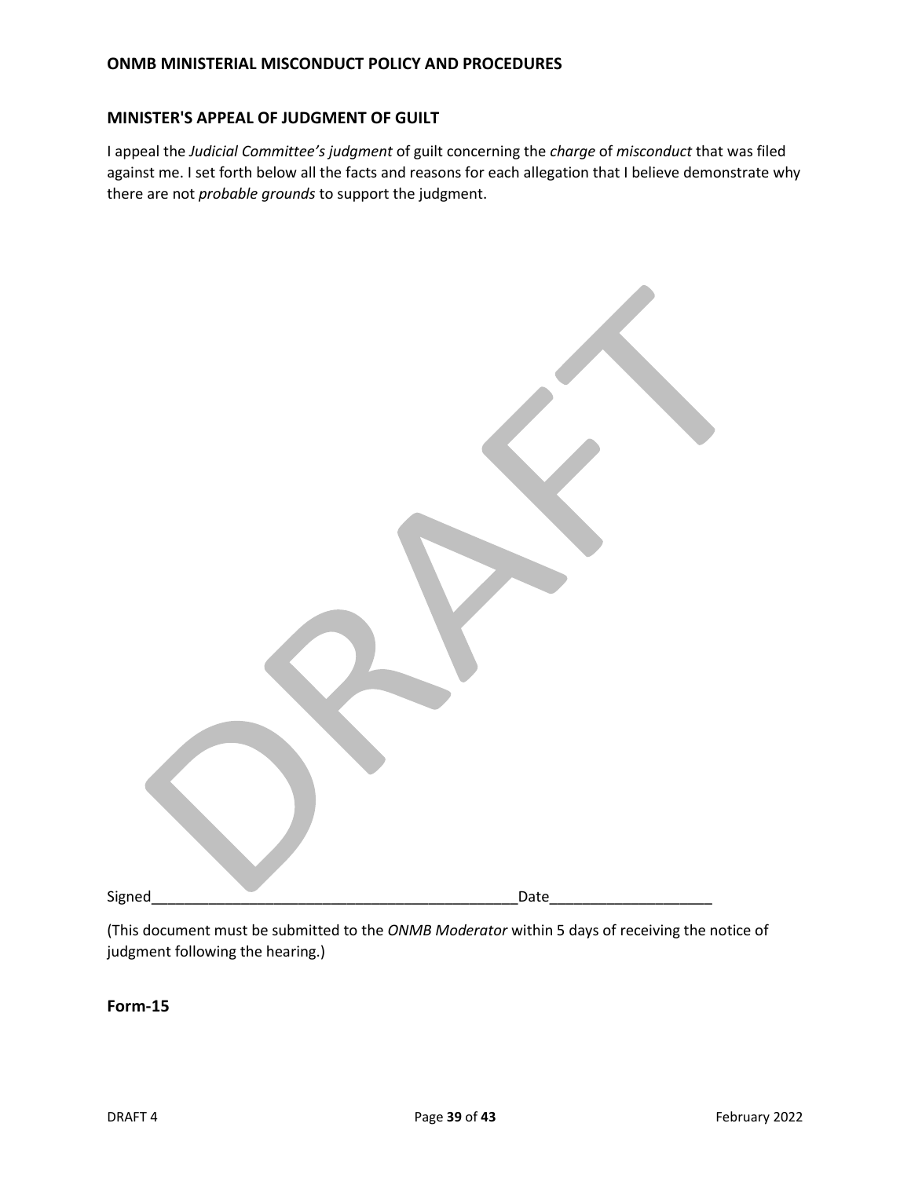## MINISTER'S APPEAL OF JUDGMENT OF GUILT

I appeal the *Judicial Committee's judgment* of guilt concerning the *charge* of *misconduct* that was filed against me. I set forth below all the facts and reasons for each allegation that I believe demonstrate why there are not *probable grounds* to support the judgment.

Signed_____________________________________________Date___________________

(This document must be submitted to the *ONMB Moderator* within 5 days of receiving the notice of judgment following the hearing.)

**Form-15**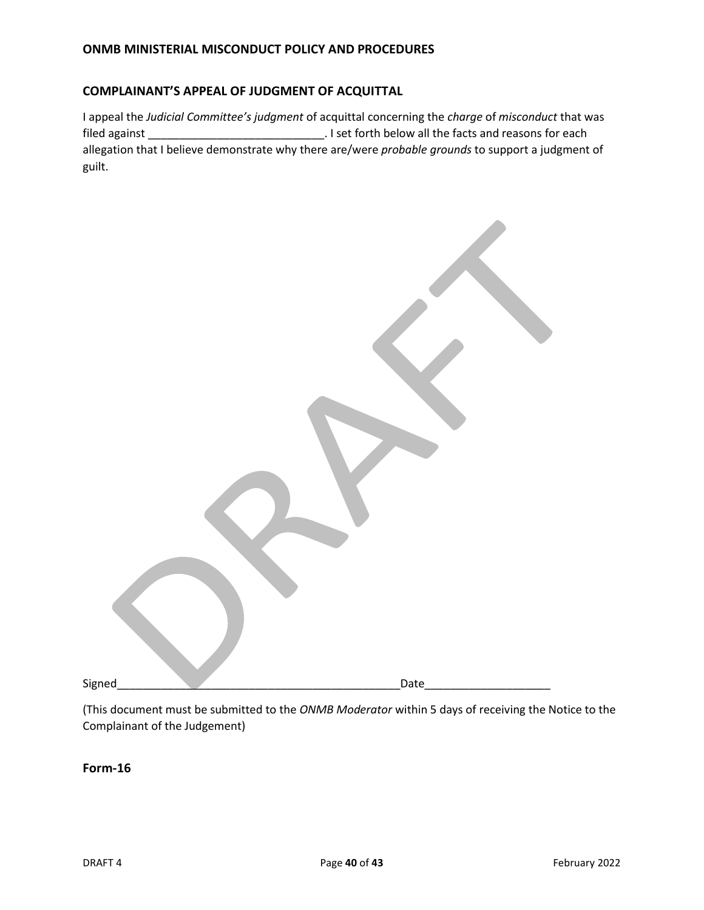## COMPLAINANT'S APPEAL OF JUDGMENT OF ACQUITTAL

I appeal the *Judicial Committee's judgment* of acquittal concerning the *charge* of *misconduct* that was filed against ____________________________. I set forth below all the facts and reasons for each allegation that I believe demonstrate why there are/were *probable grounds* to support a judgment of guilt.

Signed______________________________________________Date____________________

(This document must be submitted to the *ONMB Moderator* within 5 days of receiving the Notice to the Complainant of the Judgement)

**Form-16**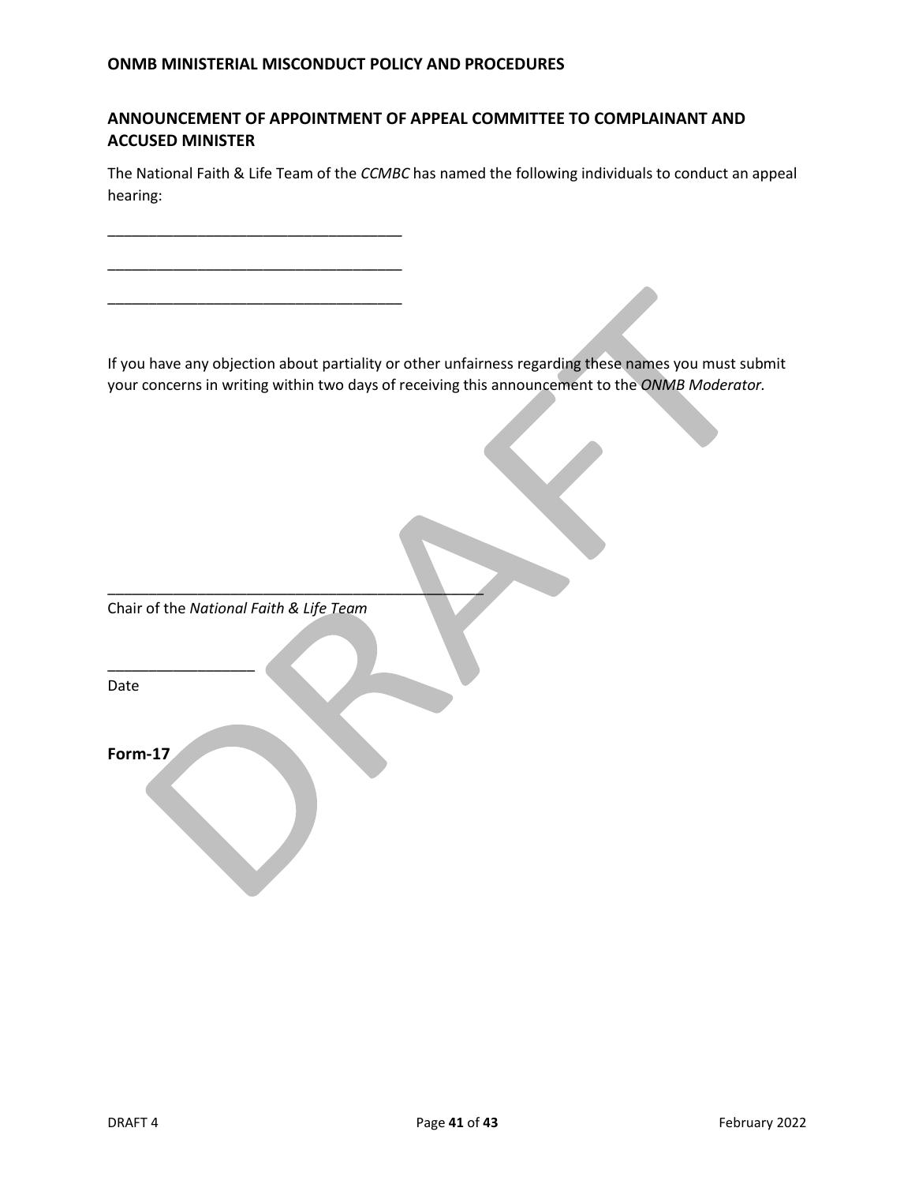## ANNOUNCEMENT OF APPOINTMENT OF APPEAL COMMITTEE TO COMPLAINANT AND ACCUSED MINISTER

The National Faith & Life Team of the *CCMBC* has named the following individuals to conduct an appeal hearing:

____________________________________

____________________________________

____________________________________

If you have any objection about partiality or other unfairness regarding these names you must submit your concerns in writing within two days of receiving this announcement to the *ONMB Moderator.*

_______________________________________________
Chair of the *National Faith & Life Team*

__________________
Date

**Form-17**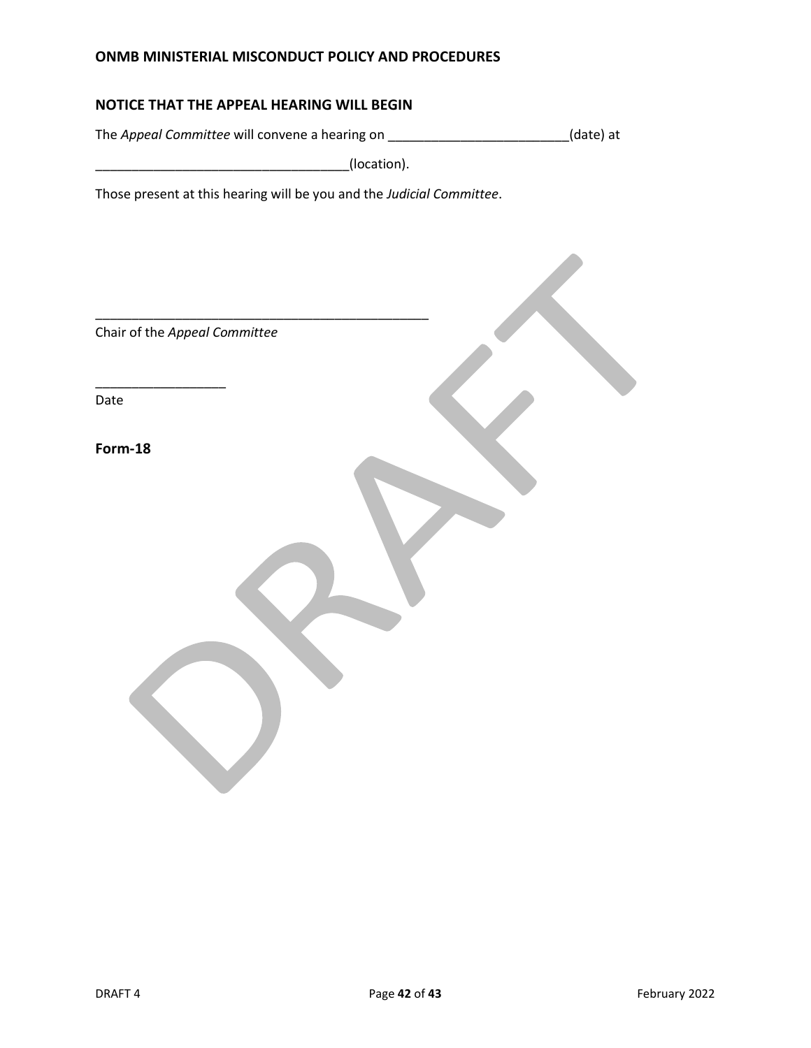## NOTICE THAT THE APPEAL HEARING WILL BEGIN

The *Appeal Committee* will convene a hearing on _________________________(date) at

___________________________________(location).

Those present at this hearing will be you and the *Judicial Committee*.

_______________________________________________
Chair of the *Appeal Committee*

__________________
Date

**Form-18**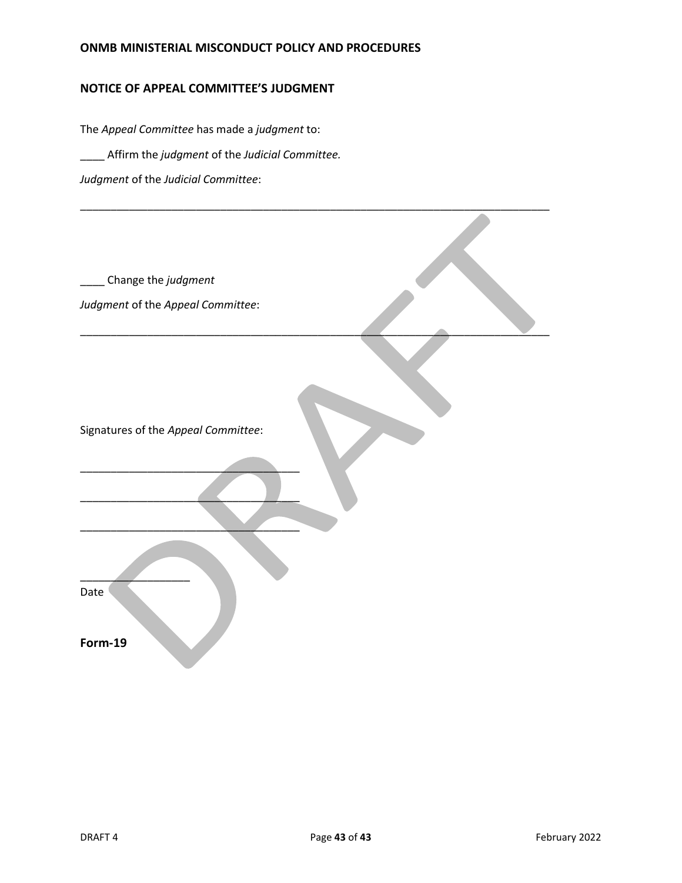## NOTICE OF APPEAL COMMITTEE'S JUDGMENT

The *Appeal Committee* has made a *judgment* to:

____ Affirm the *judgment* of the *Judicial Committee.*

*Judgment* of the *Judicial Committee*:

______________________________________________________________________________

____ Change the *judgment*

*Judgment* of the *Appeal Committee*:

______________________________________________________________________________

Signatures of the *Appeal Committee*:

____________________________________

____________________________________

____________________________________

__________________

Date

**Form-19**